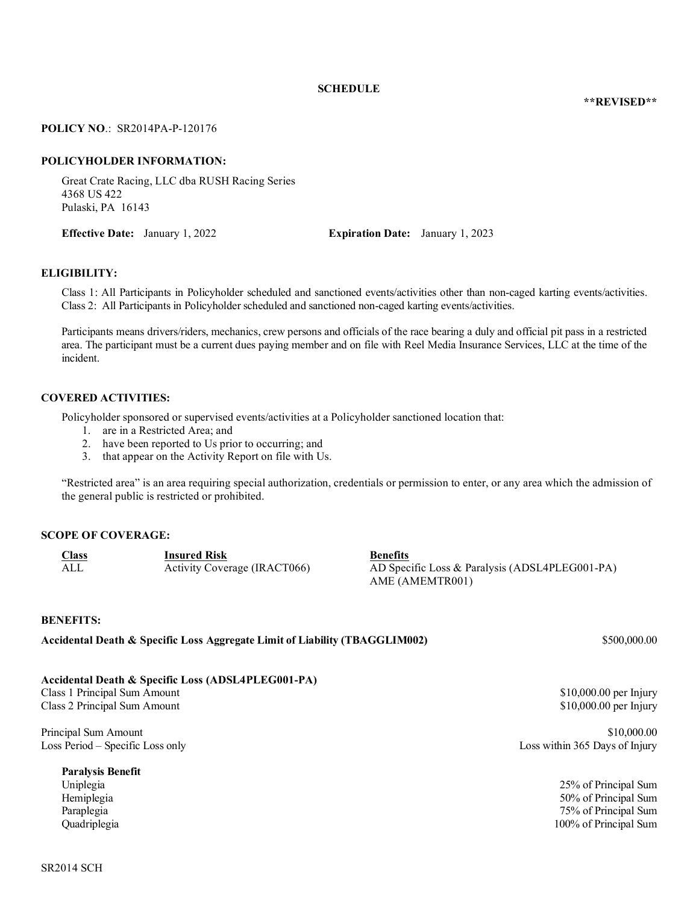# SCHEDULE

**\*\*REVISED\*\***

**POLICY NO.**: SR2014PA-P-120176

**POLICYHOLDER INFORMATION:**

Great Crate Racing, LLC dba RUSH Racing Series
4368 US 422
Pulaski, PA 16143

**Effective Date:** January 1, 2022 **Expiration Date:** January 1, 2023

**ELIGIBILITY:**

Class 1: All Participants in Policyholder scheduled and sanctioned events/activities other than non-caged karting events/activities.
Class 2: All Participants in Policyholder scheduled and sanctioned non-caged karting events/activities.

Participants means drivers/riders, mechanics, crew persons and officials of the race bearing a duly and official pit pass in a restricted area. The participant must be a current dues paying member and on file with Reel Media Insurance Services, LLC at the time of the incident.

**COVERED ACTIVITIES:**

Policyholder sponsored or supervised events/activities at a Policyholder sanctioned location that:

1. are in a Restricted Area; and
2. have been reported to Us prior to occurring; and
3. that appear on the Activity Report on file with Us.

"Restricted area" is an area requiring special authorization, credentials or permission to enter, or any area which the admission of the general public is restricted or prohibited.

**SCOPE OF COVERAGE:**

| **Class** | **Insured Risk** | **Benefits** |
|---|---|---|
| ALL | Activity Coverage (IRACT066) | AD Specific Loss & Paralysis (ADSL4PLEG001-PA)<br>AME (AMEMTR001) |

**BENEFITS:**

| | |
|---|---|
| **Accidental Death & Specific Loss Aggregate Limit of Liability (TBAGGLIM002)** | $500,000.00 |
| | |
| **Accidental Death & Specific Loss (ADSL4PLEG001-PA)** | |
| Class 1 Principal Sum Amount | $10,000.00 per Injury |
| Class 2 Principal Sum Amount | $10,000.00 per Injury |
| | |
| Principal Sum Amount | $10,000.00 |
| Loss Period – Specific Loss only | Loss within 365 Days of Injury |
| | |
| **Paralysis Benefit** | |
| Uniplegia | 25% of Principal Sum |
| Hemiplegia | 50% of Principal Sum |
| Paraplegia | 75% of Principal Sum |
| Quadriplegia | 100% of Principal Sum |

SR2014 SCH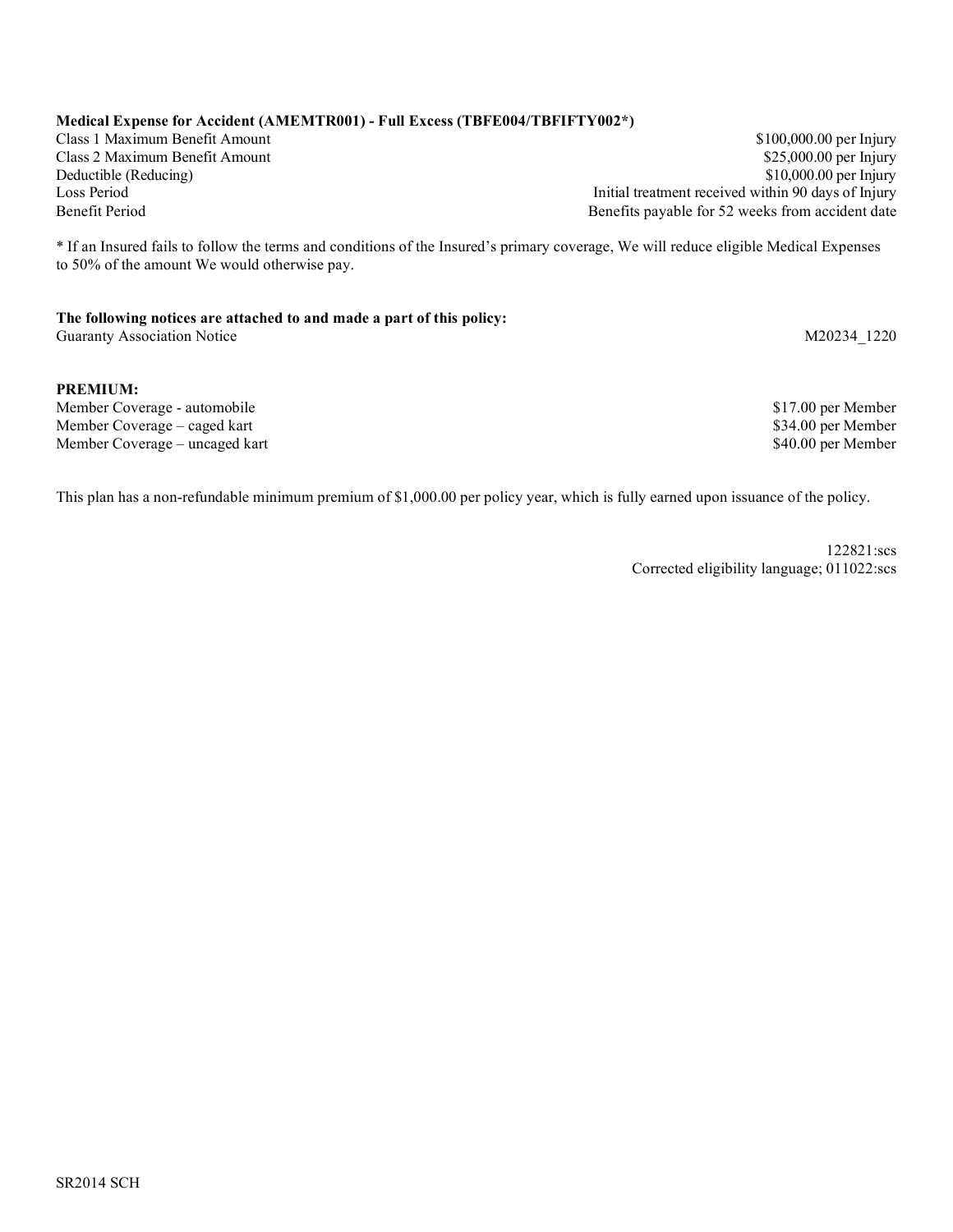**Medical Expense for Accident (AMEMTR001) - Full Excess (TBFE004/TBFIFTY002*)**

| | |
|---|---|
| Class 1 Maximum Benefit Amount | $100,000.00 per Injury |
| Class 2 Maximum Benefit Amount | $25,000.00 per Injury |
| Deductible (Reducing) | $10,000.00 per Injury |
| Loss Period | Initial treatment received within 90 days of Injury |
| Benefit Period | Benefits payable for 52 weeks from accident date |

* If an Insured fails to follow the terms and conditions of the Insured's primary coverage, We will reduce eligible Medical Expenses to 50% of the amount We would otherwise pay.

**The following notices are attached to and made a part of this policy:**

| | |
|---|---|
| Guaranty Association Notice | M20234_1220 |

**PREMIUM:**

| | |
|---|---|
| Member Coverage - automobile | $17.00 per Member |
| Member Coverage – caged kart | $34.00 per Member |
| Member Coverage – uncaged kart | $40.00 per Member |

This plan has a non-refundable minimum premium of $1,000.00 per policy year, which is fully earned upon issuance of the policy.

122821:scs
Corrected eligibility language; 011022:scs

SR2014 SCH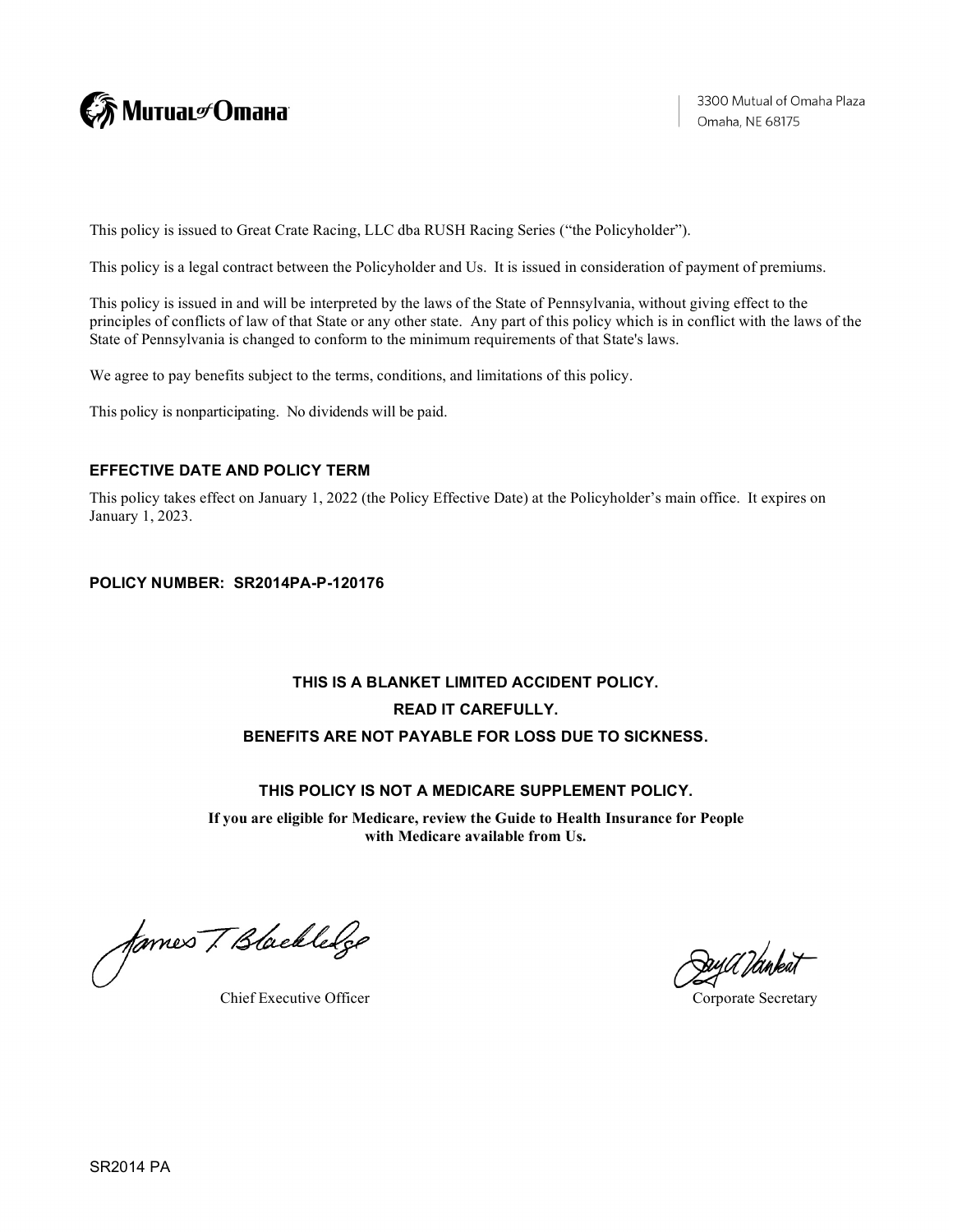Mutual of Omaha

3300 Mutual of Omaha Plaza
Omaha, NE 68175

This policy is issued to Great Crate Racing, LLC dba RUSH Racing Series ("the Policyholder").

This policy is a legal contract between the Policyholder and Us. It is issued in consideration of payment of premiums.

This policy is issued in and will be interpreted by the laws of the State of Pennsylvania, without giving effect to the principles of conflicts of law of that State or any other state. Any part of this policy which is in conflict with the laws of the State of Pennsylvania is changed to conform to the minimum requirements of that State's laws.

We agree to pay benefits subject to the terms, conditions, and limitations of this policy.

This policy is nonparticipating. No dividends will be paid.

### EFFECTIVE DATE AND POLICY TERM

This policy takes effect on January 1, 2022 (the Policy Effective Date) at the Policyholder's main office. It expires on January 1, 2023.

**POLICY NUMBER: SR2014PA-P-120176**

**THIS IS A BLANKET LIMITED ACCIDENT POLICY.**

**READ IT CAREFULLY.**

**BENEFITS ARE NOT PAYABLE FOR LOSS DUE TO SICKNESS.**

**THIS POLICY IS NOT A MEDICARE SUPPLEMENT POLICY.**

**If you are eligible for Medicare, review the Guide to Health Insurance for People with Medicare available from Us.**

James T. Blackledge
Chief Executive Officer

Corporate Secretary

SR2014 PA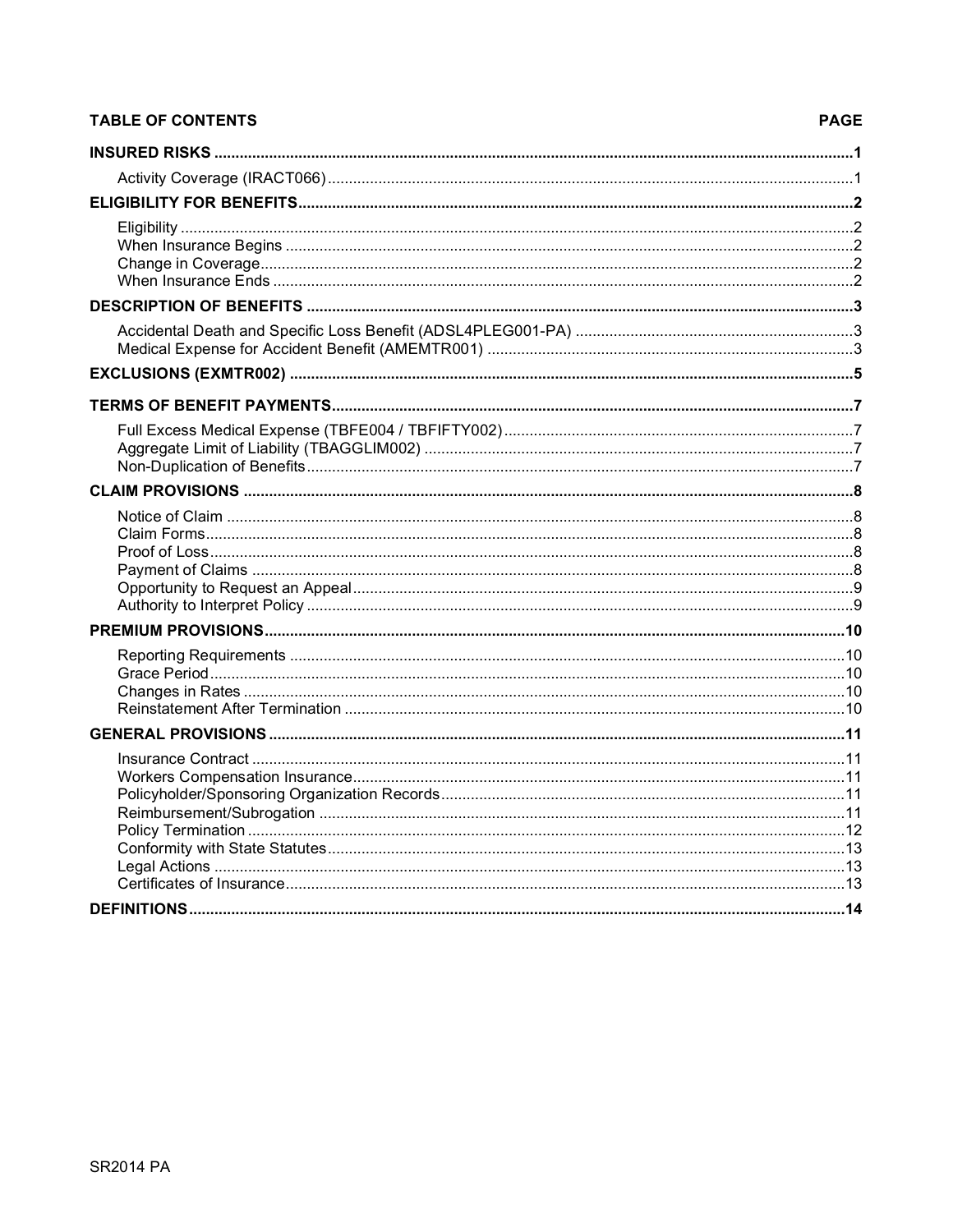| TABLE OF CONTENTS | PAGE |
| --- | --- |
| **INSURED RISKS** | **1** |
| Activity Coverage (IRACT066) | 1 |
| **ELIGIBILITY FOR BENEFITS** | **2** |
| Eligibility | 2 |
| When Insurance Begins | 2 |
| Change in Coverage | 2 |
| When Insurance Ends | 2 |
| **DESCRIPTION OF BENEFITS** | **3** |
| Accidental Death and Specific Loss Benefit (ADSL4PLEG001-PA) | 3 |
| Medical Expense for Accident Benefit (AMEMTR001) | 3 |
| **EXCLUSIONS (EXMTR002)** | **5** |
| **TERMS OF BENEFIT PAYMENTS** | **7** |
| Full Excess Medical Expense (TBFE004 / TBFIFTY002) | 7 |
| Aggregate Limit of Liability (TBAGGLIM002) | 7 |
| Non-Duplication of Benefits | 7 |
| **CLAIM PROVISIONS** | **8** |
| Notice of Claim | 8 |
| Claim Forms | 8 |
| Proof of Loss | 8 |
| Payment of Claims | 8 |
| Opportunity to Request an Appeal | 9 |
| Authority to Interpret Policy | 9 |
| **PREMIUM PROVISIONS** | **10** |
| Reporting Requirements | 10 |
| Grace Period | 10 |
| Changes in Rates | 10 |
| Reinstatement After Termination | 10 |
| **GENERAL PROVISIONS** | **11** |
| Insurance Contract | 11 |
| Workers Compensation Insurance | 11 |
| Policyholder/Sponsoring Organization Records | 11 |
| Reimbursement/Subrogation | 11 |
| Policy Termination | 12 |
| Conformity with State Statutes | 13 |
| Legal Actions | 13 |
| Certificates of Insurance | 13 |
| **DEFINITIONS** | **14** |

SR2014 PA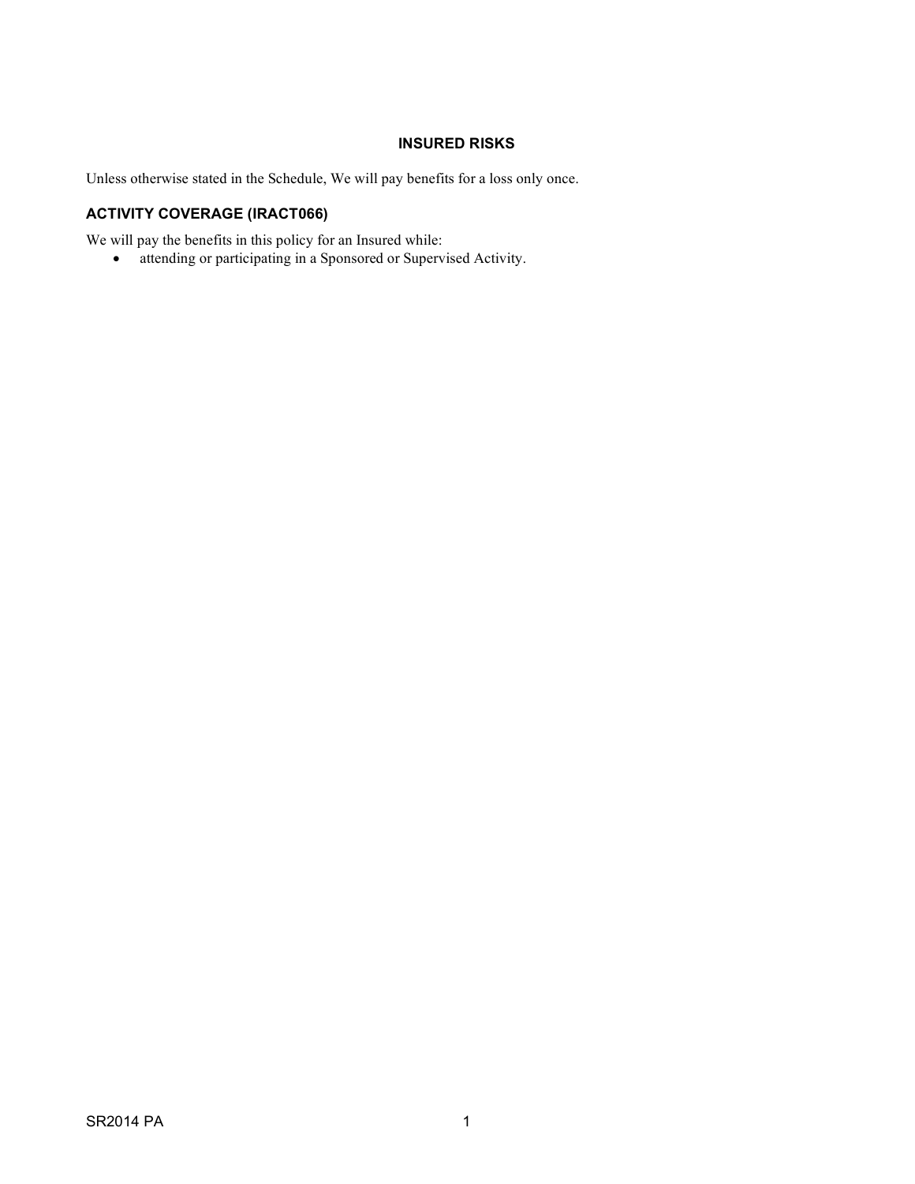## INSURED RISKS

Unless otherwise stated in the Schedule, We will pay benefits for a loss only once.

### ACTIVITY COVERAGE (IRACT066)

We will pay the benefits in this policy for an Insured while:

- attending or participating in a Sponsored or Supervised Activity.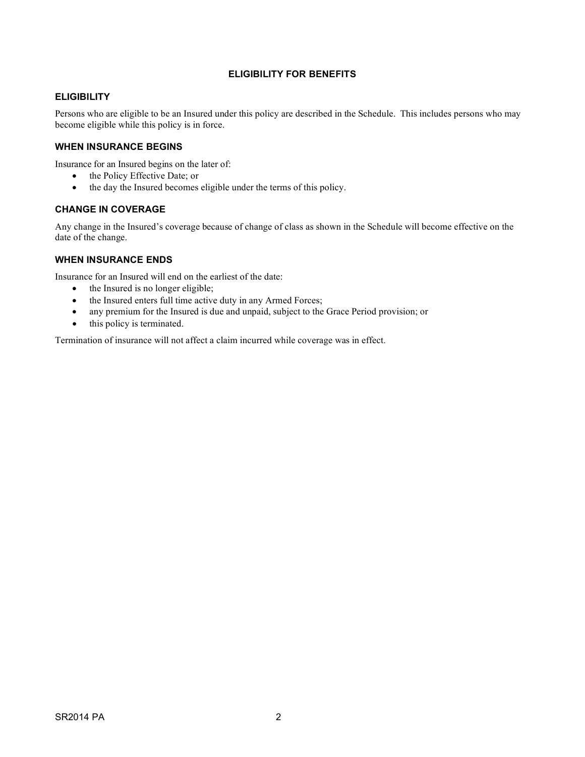# ELIGIBILITY FOR BENEFITS

## ELIGIBILITY

Persons who are eligible to be an Insured under this policy are described in the Schedule. This includes persons who may become eligible while this policy is in force.

## WHEN INSURANCE BEGINS

Insurance for an Insured begins on the later of:

- the Policy Effective Date; or
- the day the Insured becomes eligible under the terms of this policy.

## CHANGE IN COVERAGE

Any change in the Insured's coverage because of change of class as shown in the Schedule will become effective on the date of the change.

## WHEN INSURANCE ENDS

Insurance for an Insured will end on the earliest of the date:

- the Insured is no longer eligible;
- the Insured enters full time active duty in any Armed Forces;
- any premium for the Insured is due and unpaid, subject to the Grace Period provision; or
- this policy is terminated.

Termination of insurance will not affect a claim incurred while coverage was in effect.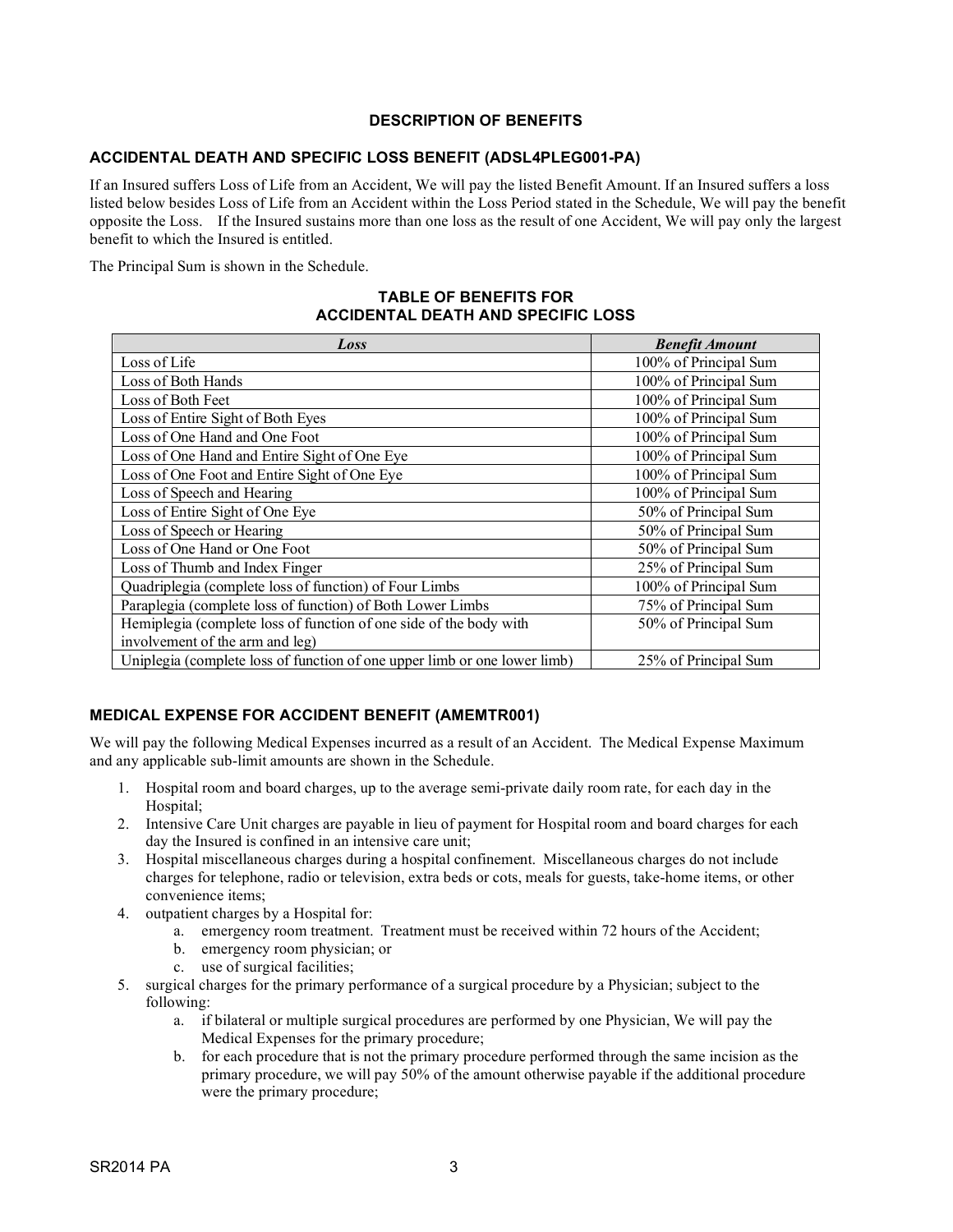## DESCRIPTION OF BENEFITS

### ACCIDENTAL DEATH AND SPECIFIC LOSS BENEFIT (ADSL4PLEG001-PA)

If an Insured suffers Loss of Life from an Accident, We will pay the listed Benefit Amount. If an Insured suffers a loss listed below besides Loss of Life from an Accident within the Loss Period stated in the Schedule, We will pay the benefit opposite the Loss. If the Insured sustains more than one loss as the result of one Accident, We will pay only the largest benefit to which the Insured is entitled.

The Principal Sum is shown in the Schedule.

**TABLE OF BENEFITS FOR ACCIDENTAL DEATH AND SPECIFIC LOSS**

| *Loss* | *Benefit Amount* |
|---|---|
| Loss of Life | 100% of Principal Sum |
| Loss of Both Hands | 100% of Principal Sum |
| Loss of Both Feet | 100% of Principal Sum |
| Loss of Entire Sight of Both Eyes | 100% of Principal Sum |
| Loss of One Hand and One Foot | 100% of Principal Sum |
| Loss of One Hand and Entire Sight of One Eye | 100% of Principal Sum |
| Loss of One Foot and Entire Sight of One Eye | 100% of Principal Sum |
| Loss of Speech and Hearing | 100% of Principal Sum |
| Loss of Entire Sight of One Eye | 50% of Principal Sum |
| Loss of Speech or Hearing | 50% of Principal Sum |
| Loss of One Hand or One Foot | 50% of Principal Sum |
| Loss of Thumb and Index Finger | 25% of Principal Sum |
| Quadriplegia (complete loss of function) of Four Limbs | 100% of Principal Sum |
| Paraplegia (complete loss of function) of Both Lower Limbs | 75% of Principal Sum |
| Hemiplegia (complete loss of function of one side of the body with involvement of the arm and leg) | 50% of Principal Sum |
| Uniplegia (complete loss of function of one upper limb or one lower limb) | 25% of Principal Sum |

### MEDICAL EXPENSE FOR ACCIDENT BENEFIT (AMEMTR001)

We will pay the following Medical Expenses incurred as a result of an Accident. The Medical Expense Maximum and any applicable sub-limit amounts are shown in the Schedule.

1. Hospital room and board charges, up to the average semi-private daily room rate, for each day in the Hospital;
2. Intensive Care Unit charges are payable in lieu of payment for Hospital room and board charges for each day the Insured is confined in an intensive care unit;
3. Hospital miscellaneous charges during a hospital confinement. Miscellaneous charges do not include charges for telephone, radio or television, extra beds or cots, meals for guests, take-home items, or other convenience items;
4. outpatient charges by a Hospital for:
    a. emergency room treatment. Treatment must be received within 72 hours of the Accident;
    b. emergency room physician; or
    c. use of surgical facilities;
5. surgical charges for the primary performance of a surgical procedure by a Physician; subject to the following:
    a. if bilateral or multiple surgical procedures are performed by one Physician, We will pay the Medical Expenses for the primary procedure;
    b. for each procedure that is not the primary procedure performed through the same incision as the primary procedure, we will pay 50% of the amount otherwise payable if the additional procedure were the primary procedure;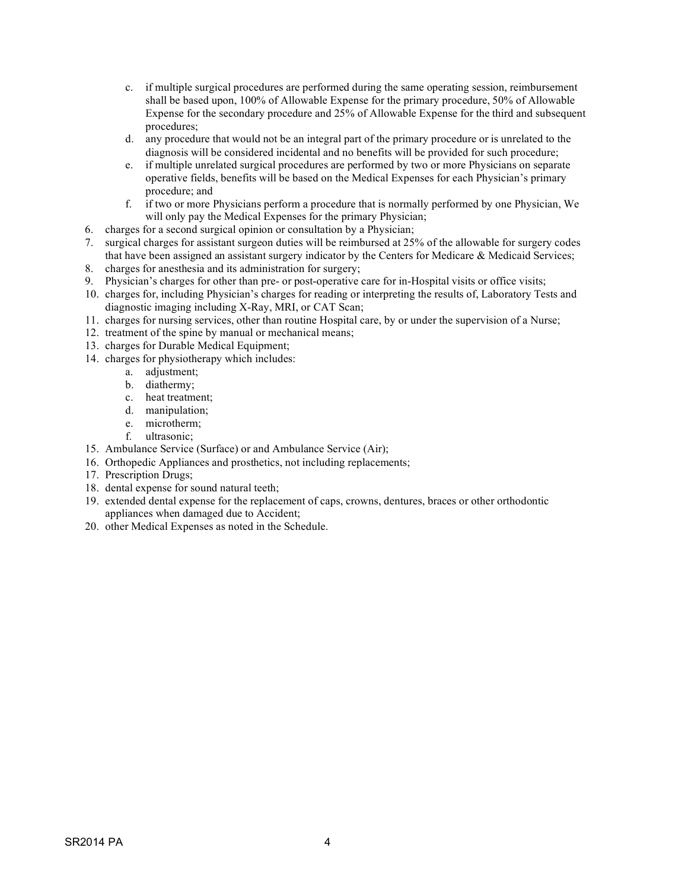c. if multiple surgical procedures are performed during the same operating session, reimbursement shall be based upon, 100% of Allowable Expense for the primary procedure, 50% of Allowable Expense for the secondary procedure and 25% of Allowable Expense for the third and subsequent procedures;
   d. any procedure that would not be an integral part of the primary procedure or is unrelated to the diagnosis will be considered incidental and no benefits will be provided for such procedure;
   e. if multiple unrelated surgical procedures are performed by two or more Physicians on separate operative fields, benefits will be based on the Medical Expenses for each Physician's primary procedure; and
   f. if two or more Physicians perform a procedure that is normally performed by one Physician, We will only pay the Medical Expenses for the primary Physician;
6. charges for a second surgical opinion or consultation by a Physician;
7. surgical charges for assistant surgeon duties will be reimbursed at 25% of the allowable for surgery codes that have been assigned an assistant surgery indicator by the Centers for Medicare & Medicaid Services;
8. charges for anesthesia and its administration for surgery;
9. Physician's charges for other than pre- or post-operative care for in-Hospital visits or office visits;
10. charges for, including Physician's charges for reading or interpreting the results of, Laboratory Tests and diagnostic imaging including X-Ray, MRI, or CAT Scan;
11. charges for nursing services, other than routine Hospital care, by or under the supervision of a Nurse;
12. treatment of the spine by manual or mechanical means;
13. charges for Durable Medical Equipment;
14. charges for physiotherapy which includes:
    a. adjustment;
    b. diathermy;
    c. heat treatment;
    d. manipulation;
    e. microtherm;
    f. ultrasonic;
15. Ambulance Service (Surface) or and Ambulance Service (Air);
16. Orthopedic Appliances and prosthetics, not including replacements;
17. Prescription Drugs;
18. dental expense for sound natural teeth;
19. extended dental expense for the replacement of caps, crowns, dentures, braces or other orthodontic appliances when damaged due to Accident;
20. other Medical Expenses as noted in the Schedule.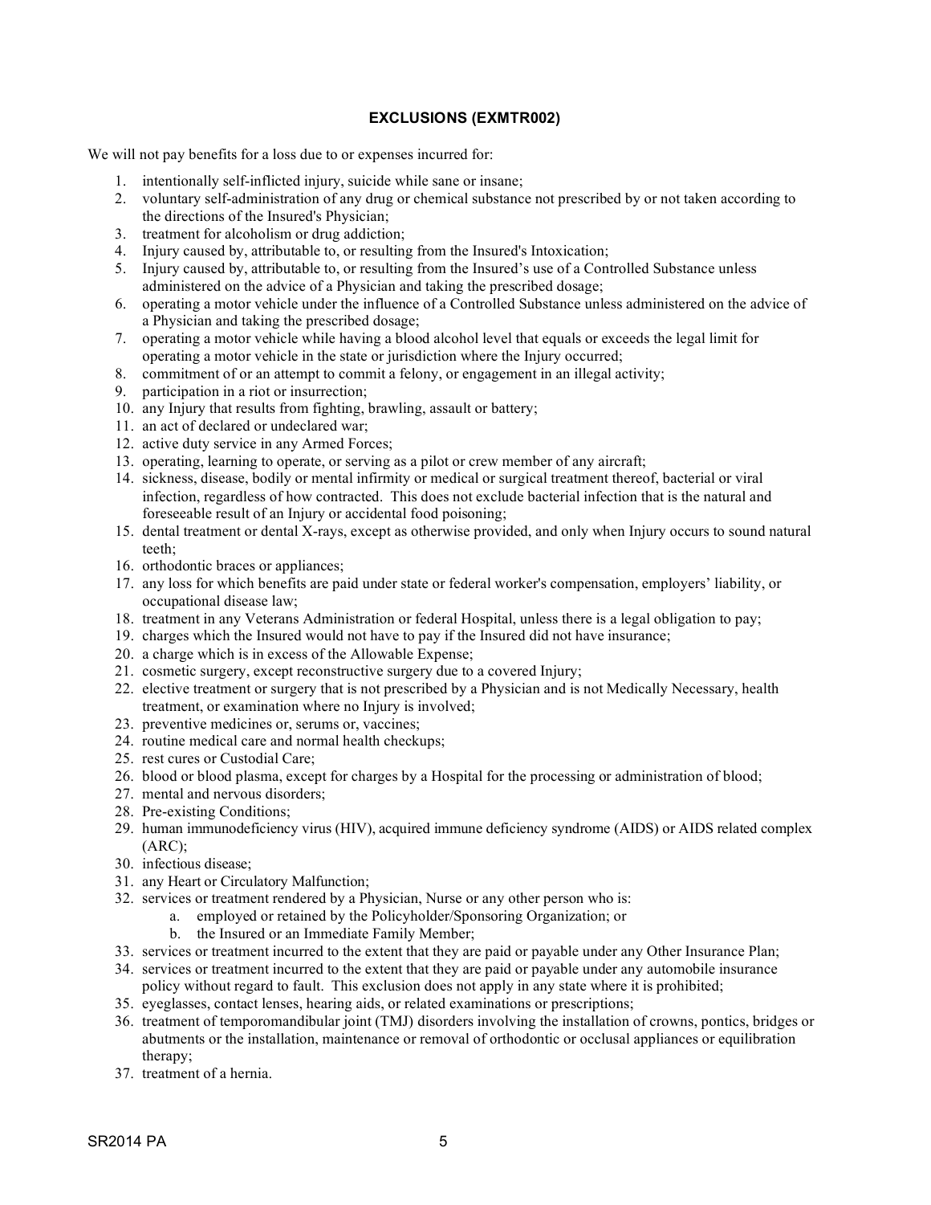## EXCLUSIONS (EXMTR002)

We will not pay benefits for a loss due to or expenses incurred for:

1. intentionally self-inflicted injury, suicide while sane or insane;
2. voluntary self-administration of any drug or chemical substance not prescribed by or not taken according to the directions of the Insured's Physician;
3. treatment for alcoholism or drug addiction;
4. Injury caused by, attributable to, or resulting from the Insured's Intoxication;
5. Injury caused by, attributable to, or resulting from the Insured's use of a Controlled Substance unless administered on the advice of a Physician and taking the prescribed dosage;
6. operating a motor vehicle under the influence of a Controlled Substance unless administered on the advice of a Physician and taking the prescribed dosage;
7. operating a motor vehicle while having a blood alcohol level that equals or exceeds the legal limit for operating a motor vehicle in the state or jurisdiction where the Injury occurred;
8. commitment of or an attempt to commit a felony, or engagement in an illegal activity;
9. participation in a riot or insurrection;
10. any Injury that results from fighting, brawling, assault or battery;
11. an act of declared or undeclared war;
12. active duty service in any Armed Forces;
13. operating, learning to operate, or serving as a pilot or crew member of any aircraft;
14. sickness, disease, bodily or mental infirmity or medical or surgical treatment thereof, bacterial or viral infection, regardless of how contracted. This does not exclude bacterial infection that is the natural and foreseeable result of an Injury or accidental food poisoning;
15. dental treatment or dental X-rays, except as otherwise provided, and only when Injury occurs to sound natural teeth;
16. orthodontic braces or appliances;
17. any loss for which benefits are paid under state or federal worker's compensation, employers' liability, or occupational disease law;
18. treatment in any Veterans Administration or federal Hospital, unless there is a legal obligation to pay;
19. charges which the Insured would not have to pay if the Insured did not have insurance;
20. a charge which is in excess of the Allowable Expense;
21. cosmetic surgery, except reconstructive surgery due to a covered Injury;
22. elective treatment or surgery that is not prescribed by a Physician and is not Medically Necessary, health treatment, or examination where no Injury is involved;
23. preventive medicines or, serums or, vaccines;
24. routine medical care and normal health checkups;
25. rest cures or Custodial Care;
26. blood or blood plasma, except for charges by a Hospital for the processing or administration of blood;
27. mental and nervous disorders;
28. Pre-existing Conditions;
29. human immunodeficiency virus (HIV), acquired immune deficiency syndrome (AIDS) or AIDS related complex (ARC);
30. infectious disease;
31. any Heart or Circulatory Malfunction;
32. services or treatment rendered by a Physician, Nurse or any other person who is:
    a. employed or retained by the Policyholder/Sponsoring Organization; or
    b. the Insured or an Immediate Family Member;
33. services or treatment incurred to the extent that they are paid or payable under any Other Insurance Plan;
34. services or treatment incurred to the extent that they are paid or payable under any automobile insurance policy without regard to fault. This exclusion does not apply in any state where it is prohibited;
35. eyeglasses, contact lenses, hearing aids, or related examinations or prescriptions;
36. treatment of temporomandibular joint (TMJ) disorders involving the installation of crowns, pontics, bridges or abutments or the installation, maintenance or removal of orthodontic or occlusal appliances or equilibration therapy;
37. treatment of a hernia.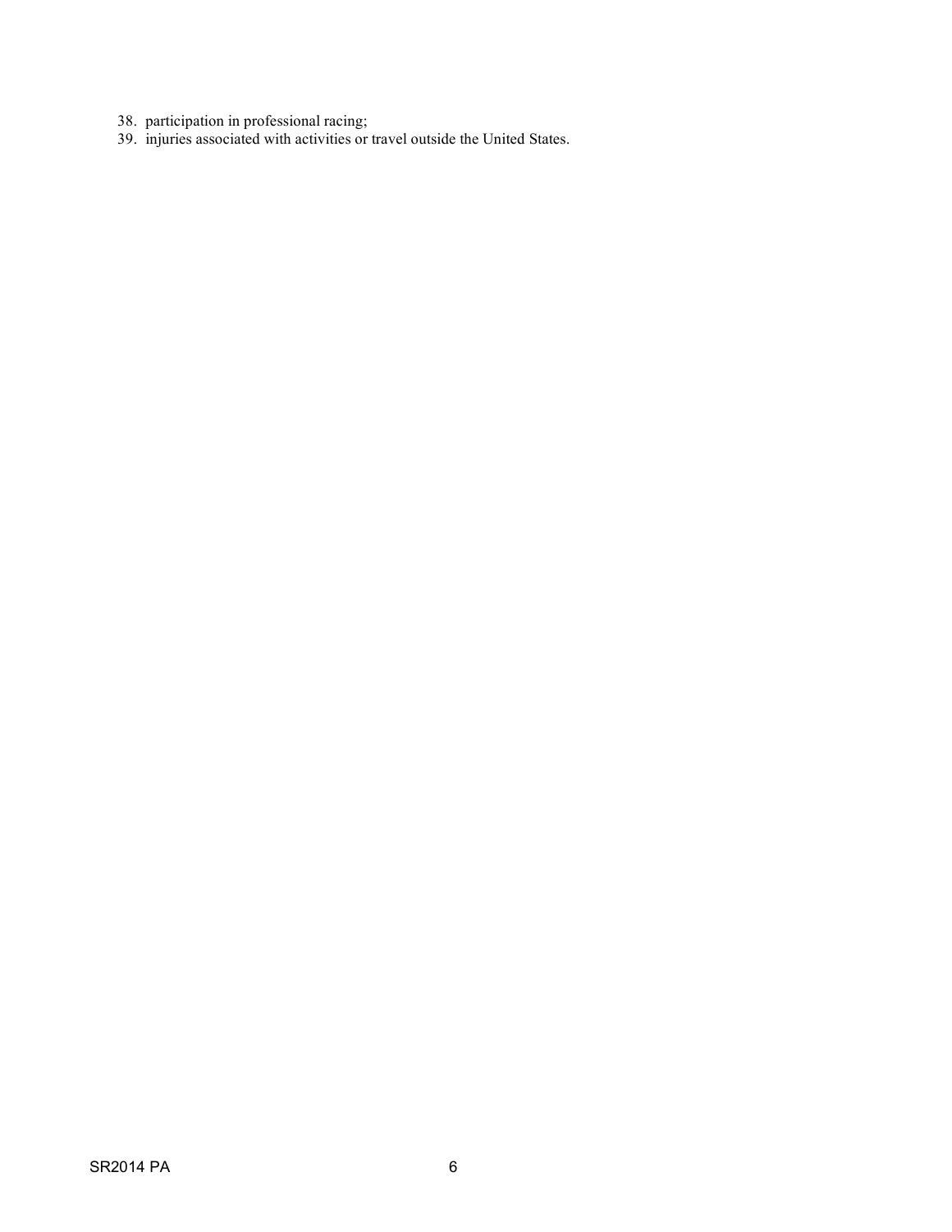38. participation in professional racing;
39. injuries associated with activities or travel outside the United States.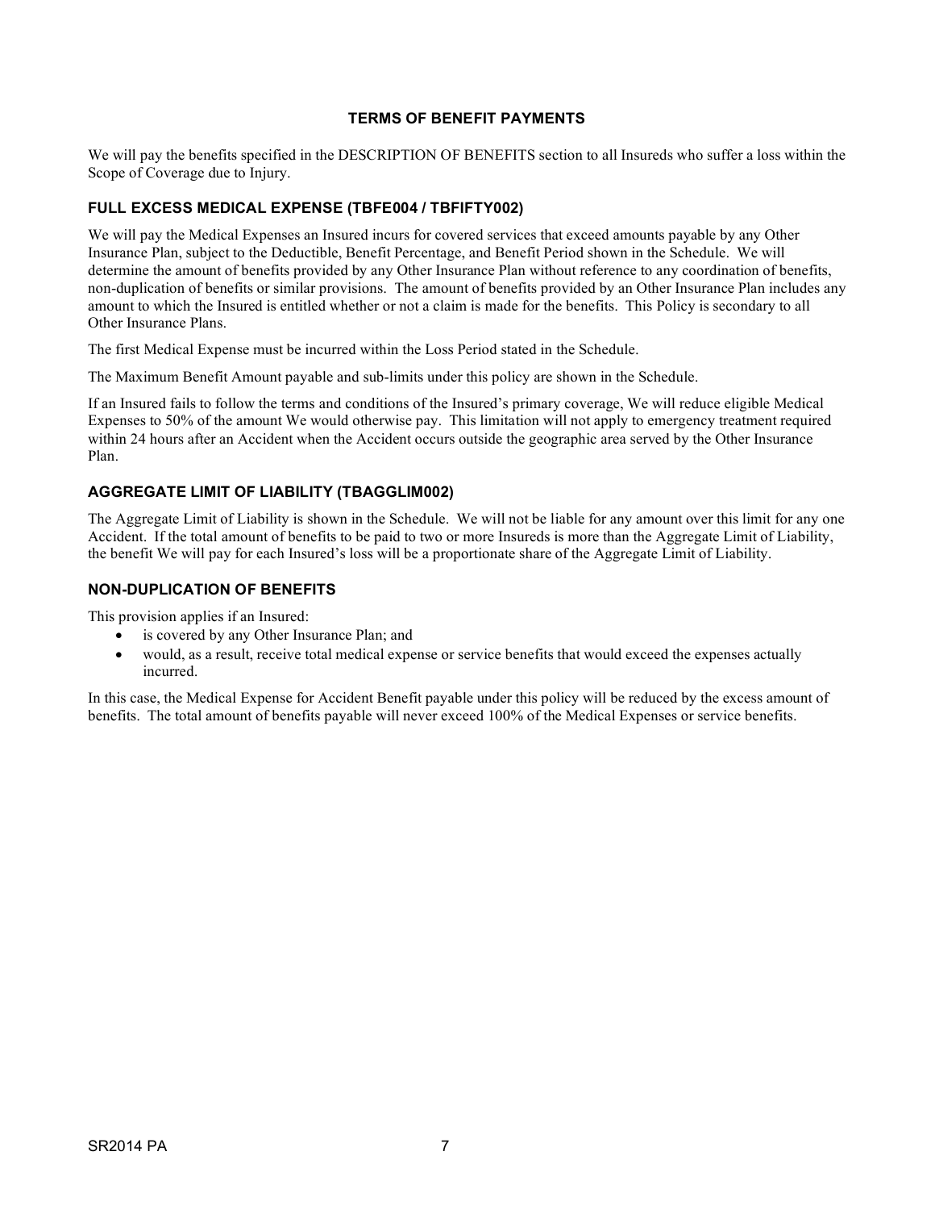## TERMS OF BENEFIT PAYMENTS

We will pay the benefits specified in the DESCRIPTION OF BENEFITS section to all Insureds who suffer a loss within the Scope of Coverage due to Injury.

### FULL EXCESS MEDICAL EXPENSE (TBFE004 / TBFIFTY002)

We will pay the Medical Expenses an Insured incurs for covered services that exceed amounts payable by any Other Insurance Plan, subject to the Deductible, Benefit Percentage, and Benefit Period shown in the Schedule. We will determine the amount of benefits provided by any Other Insurance Plan without reference to any coordination of benefits, non-duplication of benefits or similar provisions. The amount of benefits provided by an Other Insurance Plan includes any amount to which the Insured is entitled whether or not a claim is made for the benefits. This Policy is secondary to all Other Insurance Plans.

The first Medical Expense must be incurred within the Loss Period stated in the Schedule.

The Maximum Benefit Amount payable and sub-limits under this policy are shown in the Schedule.

If an Insured fails to follow the terms and conditions of the Insured's primary coverage, We will reduce eligible Medical Expenses to 50% of the amount We would otherwise pay. This limitation will not apply to emergency treatment required within 24 hours after an Accident when the Accident occurs outside the geographic area served by the Other Insurance Plan.

### AGGREGATE LIMIT OF LIABILITY (TBAGGLIM002)

The Aggregate Limit of Liability is shown in the Schedule. We will not be liable for any amount over this limit for any one Accident. If the total amount of benefits to be paid to two or more Insureds is more than the Aggregate Limit of Liability, the benefit We will pay for each Insured's loss will be a proportionate share of the Aggregate Limit of Liability.

### NON-DUPLICATION OF BENEFITS

This provision applies if an Insured:

- is covered by any Other Insurance Plan; and
- would, as a result, receive total medical expense or service benefits that would exceed the expenses actually incurred.

In this case, the Medical Expense for Accident Benefit payable under this policy will be reduced by the excess amount of benefits. The total amount of benefits payable will never exceed 100% of the Medical Expenses or service benefits.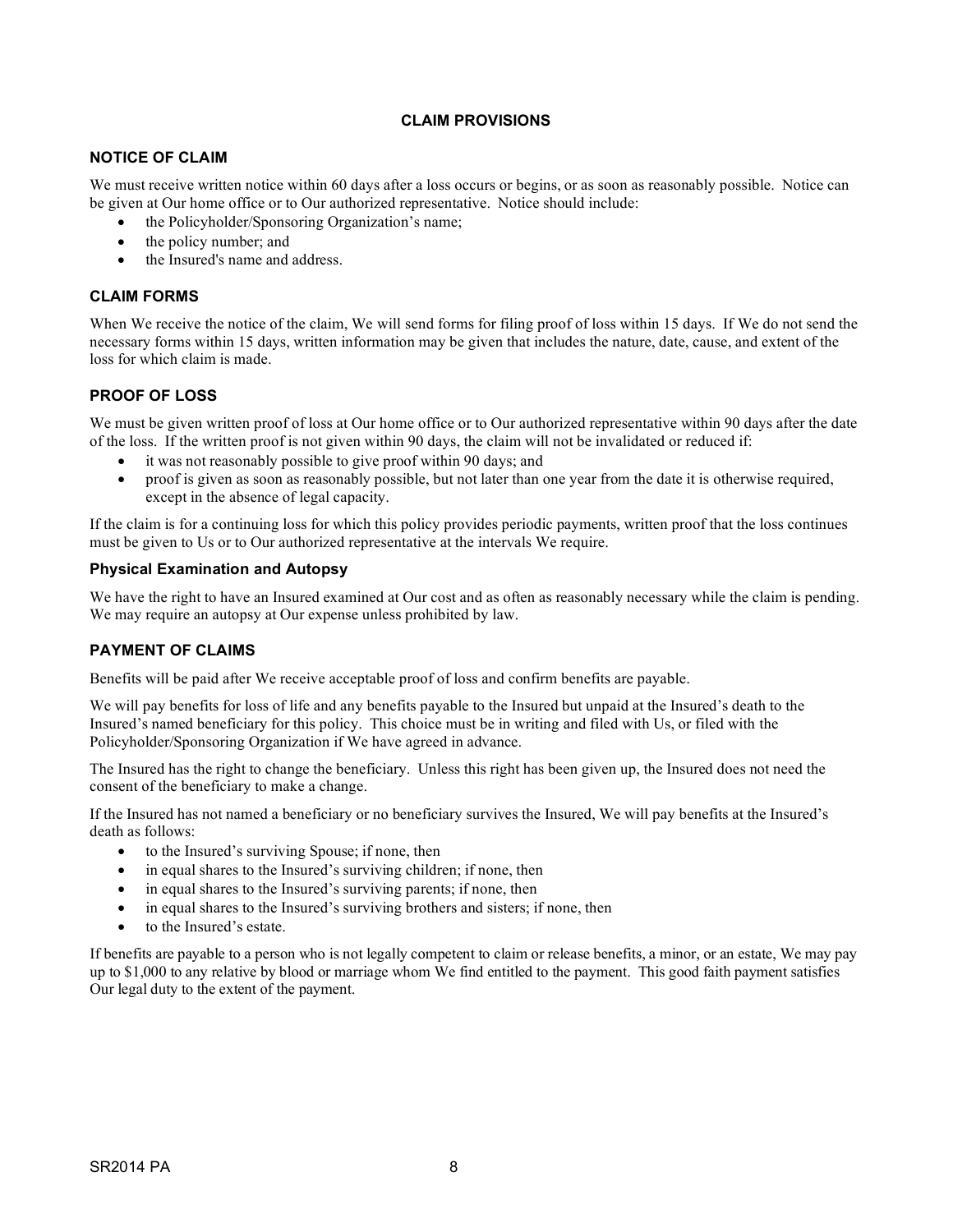## CLAIM PROVISIONS

### NOTICE OF CLAIM

We must receive written notice within 60 days after a loss occurs or begins, or as soon as reasonably possible. Notice can be given at Our home office or to Our authorized representative. Notice should include:

- the Policyholder/Sponsoring Organization's name;
- the policy number; and
- the Insured's name and address.

### CLAIM FORMS

When We receive the notice of the claim, We will send forms for filing proof of loss within 15 days. If We do not send the necessary forms within 15 days, written information may be given that includes the nature, date, cause, and extent of the loss for which claim is made.

### PROOF OF LOSS

We must be given written proof of loss at Our home office or to Our authorized representative within 90 days after the date of the loss. If the written proof is not given within 90 days, the claim will not be invalidated or reduced if:

- it was not reasonably possible to give proof within 90 days; and
- proof is given as soon as reasonably possible, but not later than one year from the date it is otherwise required, except in the absence of legal capacity.

If the claim is for a continuing loss for which this policy provides periodic payments, written proof that the loss continues must be given to Us or to Our authorized representative at the intervals We require.

#### Physical Examination and Autopsy

We have the right to have an Insured examined at Our cost and as often as reasonably necessary while the claim is pending. We may require an autopsy at Our expense unless prohibited by law.

### PAYMENT OF CLAIMS

Benefits will be paid after We receive acceptable proof of loss and confirm benefits are payable.

We will pay benefits for loss of life and any benefits payable to the Insured but unpaid at the Insured's death to the Insured's named beneficiary for this policy. This choice must be in writing and filed with Us, or filed with the Policyholder/Sponsoring Organization if We have agreed in advance.

The Insured has the right to change the beneficiary. Unless this right has been given up, the Insured does not need the consent of the beneficiary to make a change.

If the Insured has not named a beneficiary or no beneficiary survives the Insured, We will pay benefits at the Insured's death as follows:

- to the Insured's surviving Spouse; if none, then
- in equal shares to the Insured's surviving children; if none, then
- in equal shares to the Insured's surviving parents; if none, then
- in equal shares to the Insured's surviving brothers and sisters; if none, then
- to the Insured's estate.

If benefits are payable to a person who is not legally competent to claim or release benefits, a minor, or an estate, We may pay up to $1,000 to any relative by blood or marriage whom We find entitled to the payment. This good faith payment satisfies Our legal duty to the extent of the payment.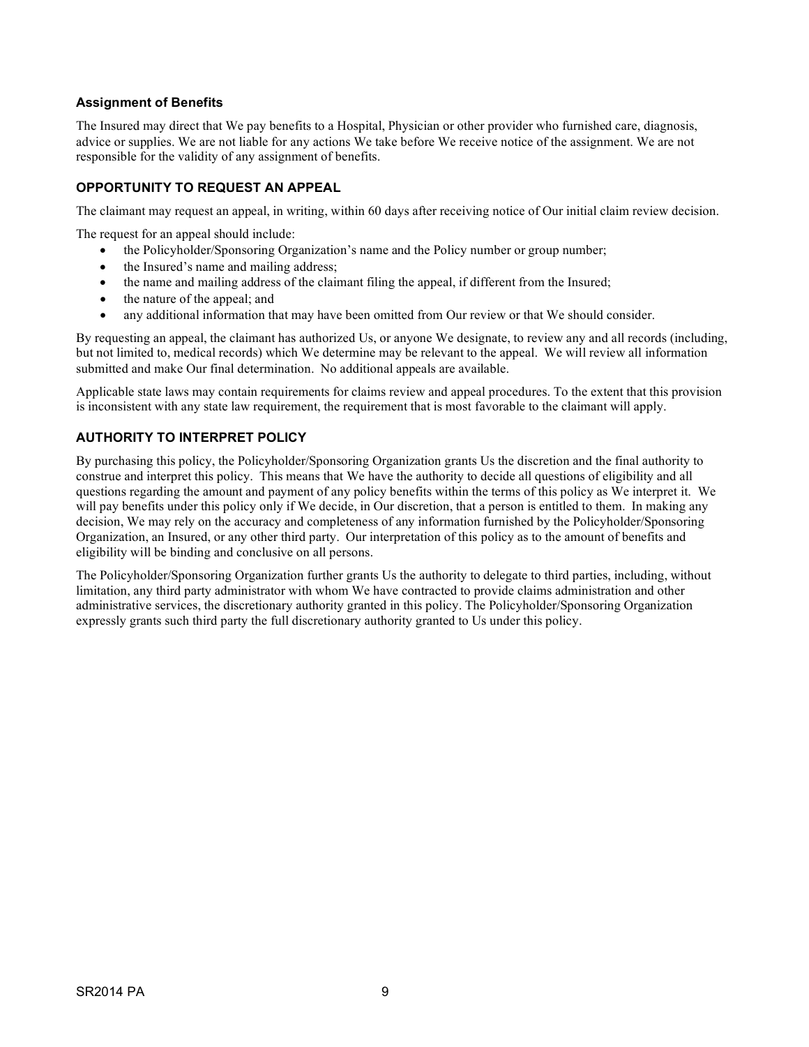### Assignment of Benefits

The Insured may direct that We pay benefits to a Hospital, Physician or other provider who furnished care, diagnosis, advice or supplies. We are not liable for any actions We take before We receive notice of the assignment. We are not responsible for the validity of any assignment of benefits.

### OPPORTUNITY TO REQUEST AN APPEAL

The claimant may request an appeal, in writing, within 60 days after receiving notice of Our initial claim review decision.

The request for an appeal should include:

- the Policyholder/Sponsoring Organization's name and the Policy number or group number;
- the Insured's name and mailing address;
- the name and mailing address of the claimant filing the appeal, if different from the Insured;
- the nature of the appeal; and
- any additional information that may have been omitted from Our review or that We should consider.

By requesting an appeal, the claimant has authorized Us, or anyone We designate, to review any and all records (including, but not limited to, medical records) which We determine may be relevant to the appeal. We will review all information submitted and make Our final determination. No additional appeals are available.

Applicable state laws may contain requirements for claims review and appeal procedures. To the extent that this provision is inconsistent with any state law requirement, the requirement that is most favorable to the claimant will apply.

### AUTHORITY TO INTERPRET POLICY

By purchasing this policy, the Policyholder/Sponsoring Organization grants Us the discretion and the final authority to construe and interpret this policy. This means that We have the authority to decide all questions of eligibility and all questions regarding the amount and payment of any policy benefits within the terms of this policy as We interpret it. We will pay benefits under this policy only if We decide, in Our discretion, that a person is entitled to them. In making any decision, We may rely on the accuracy and completeness of any information furnished by the Policyholder/Sponsoring Organization, an Insured, or any other third party. Our interpretation of this policy as to the amount of benefits and eligibility will be binding and conclusive on all persons.

The Policyholder/Sponsoring Organization further grants Us the authority to delegate to third parties, including, without limitation, any third party administrator with whom We have contracted to provide claims administration and other administrative services, the discretionary authority granted in this policy. The Policyholder/Sponsoring Organization expressly grants such third party the full discretionary authority granted to Us under this policy.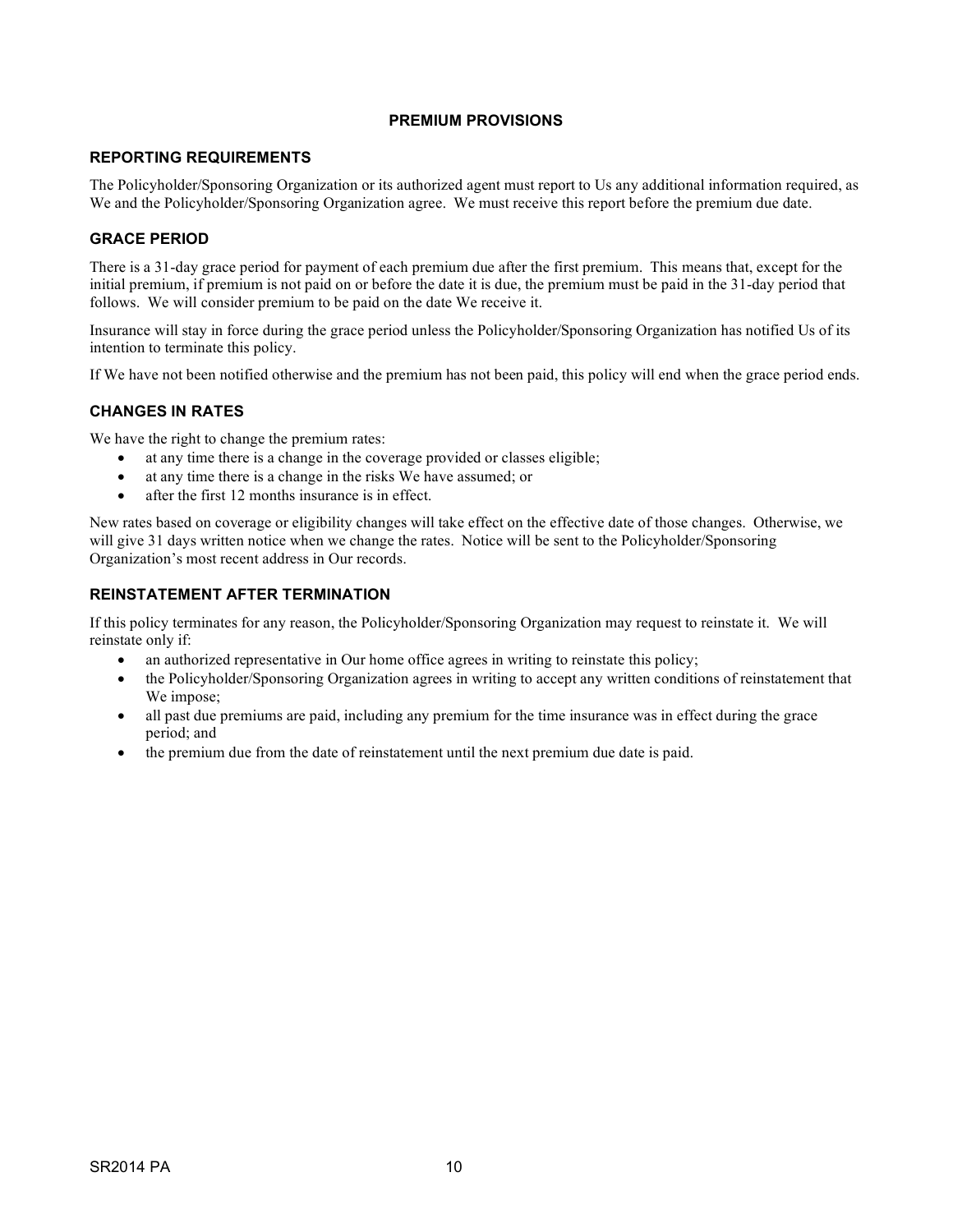# PREMIUM PROVISIONS

## REPORTING REQUIREMENTS

The Policyholder/Sponsoring Organization or its authorized agent must report to Us any additional information required, as We and the Policyholder/Sponsoring Organization agree. We must receive this report before the premium due date.

## GRACE PERIOD

There is a 31-day grace period for payment of each premium due after the first premium. This means that, except for the initial premium, if premium is not paid on or before the date it is due, the premium must be paid in the 31-day period that follows. We will consider premium to be paid on the date We receive it.

Insurance will stay in force during the grace period unless the Policyholder/Sponsoring Organization has notified Us of its intention to terminate this policy.

If We have not been notified otherwise and the premium has not been paid, this policy will end when the grace period ends.

## CHANGES IN RATES

We have the right to change the premium rates:

- at any time there is a change in the coverage provided or classes eligible;
- at any time there is a change in the risks We have assumed; or
- after the first 12 months insurance is in effect.

New rates based on coverage or eligibility changes will take effect on the effective date of those changes. Otherwise, we will give 31 days written notice when we change the rates. Notice will be sent to the Policyholder/Sponsoring Organization's most recent address in Our records.

## REINSTATEMENT AFTER TERMINATION

If this policy terminates for any reason, the Policyholder/Sponsoring Organization may request to reinstate it. We will reinstate only if:

- an authorized representative in Our home office agrees in writing to reinstate this policy;
- the Policyholder/Sponsoring Organization agrees in writing to accept any written conditions of reinstatement that We impose;
- all past due premiums are paid, including any premium for the time insurance was in effect during the grace period; and
- the premium due from the date of reinstatement until the next premium due date is paid.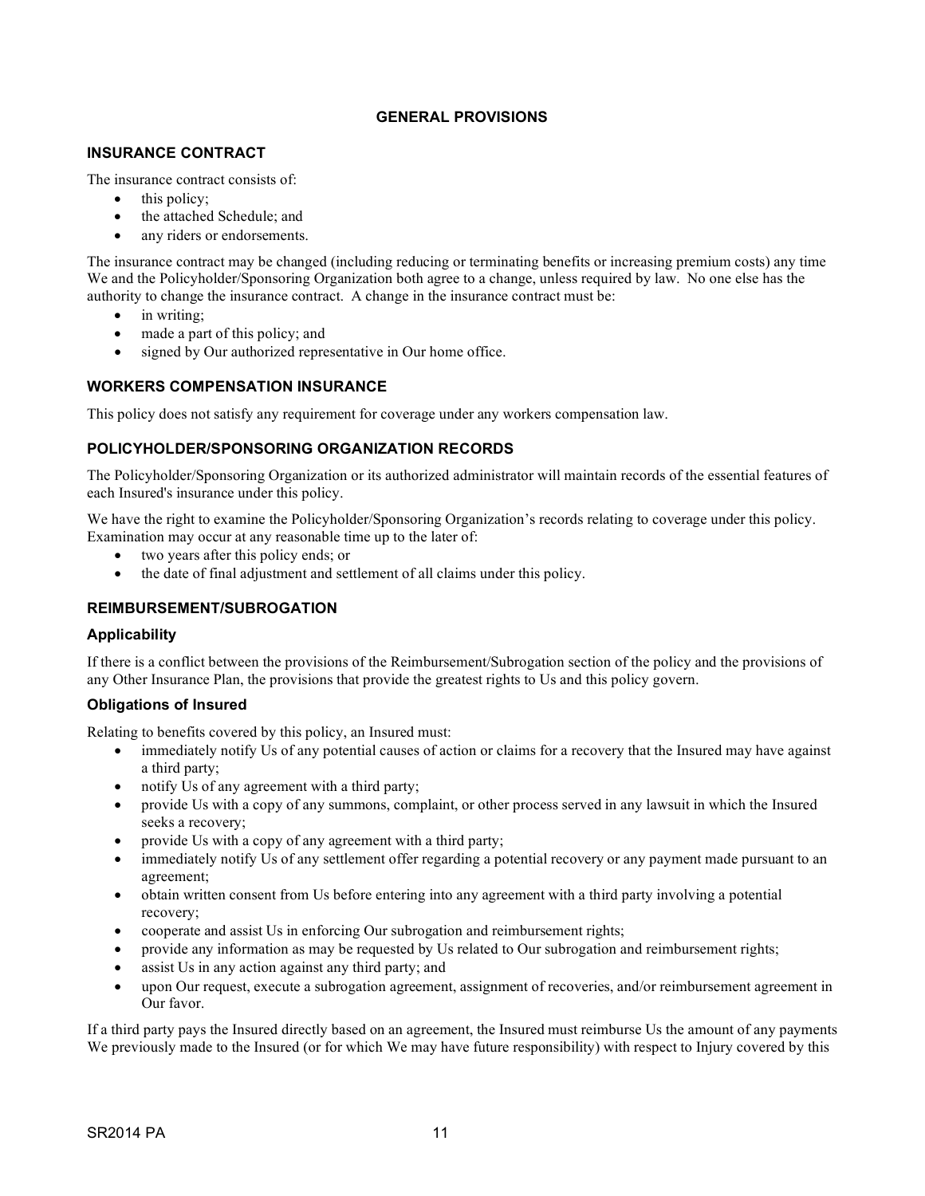# GENERAL PROVISIONS

## INSURANCE CONTRACT

The insurance contract consists of:

- this policy;
- the attached Schedule; and
- any riders or endorsements.

The insurance contract may be changed (including reducing or terminating benefits or increasing premium costs) any time We and the Policyholder/Sponsoring Organization both agree to a change, unless required by law. No one else has the authority to change the insurance contract. A change in the insurance contract must be:

- in writing;
- made a part of this policy; and
- signed by Our authorized representative in Our home office.

## WORKERS COMPENSATION INSURANCE

This policy does not satisfy any requirement for coverage under any workers compensation law.

## POLICYHOLDER/SPONSORING ORGANIZATION RECORDS

The Policyholder/Sponsoring Organization or its authorized administrator will maintain records of the essential features of each Insured's insurance under this policy.

We have the right to examine the Policyholder/Sponsoring Organization's records relating to coverage under this policy. Examination may occur at any reasonable time up to the later of:

- two years after this policy ends; or
- the date of final adjustment and settlement of all claims under this policy.

## REIMBURSEMENT/SUBROGATION

### Applicability

If there is a conflict between the provisions of the Reimbursement/Subrogation section of the policy and the provisions of any Other Insurance Plan, the provisions that provide the greatest rights to Us and this policy govern.

### Obligations of Insured

Relating to benefits covered by this policy, an Insured must:

- immediately notify Us of any potential causes of action or claims for a recovery that the Insured may have against a third party;
- notify Us of any agreement with a third party;
- provide Us with a copy of any summons, complaint, or other process served in any lawsuit in which the Insured seeks a recovery;
- provide Us with a copy of any agreement with a third party;
- immediately notify Us of any settlement offer regarding a potential recovery or any payment made pursuant to an agreement;
- obtain written consent from Us before entering into any agreement with a third party involving a potential recovery;
- cooperate and assist Us in enforcing Our subrogation and reimbursement rights;
- provide any information as may be requested by Us related to Our subrogation and reimbursement rights;
- assist Us in any action against any third party; and
- upon Our request, execute a subrogation agreement, assignment of recoveries, and/or reimbursement agreement in Our favor.

If a third party pays the Insured directly based on an agreement, the Insured must reimburse Us the amount of any payments We previously made to the Insured (or for which We may have future responsibility) with respect to Injury covered by this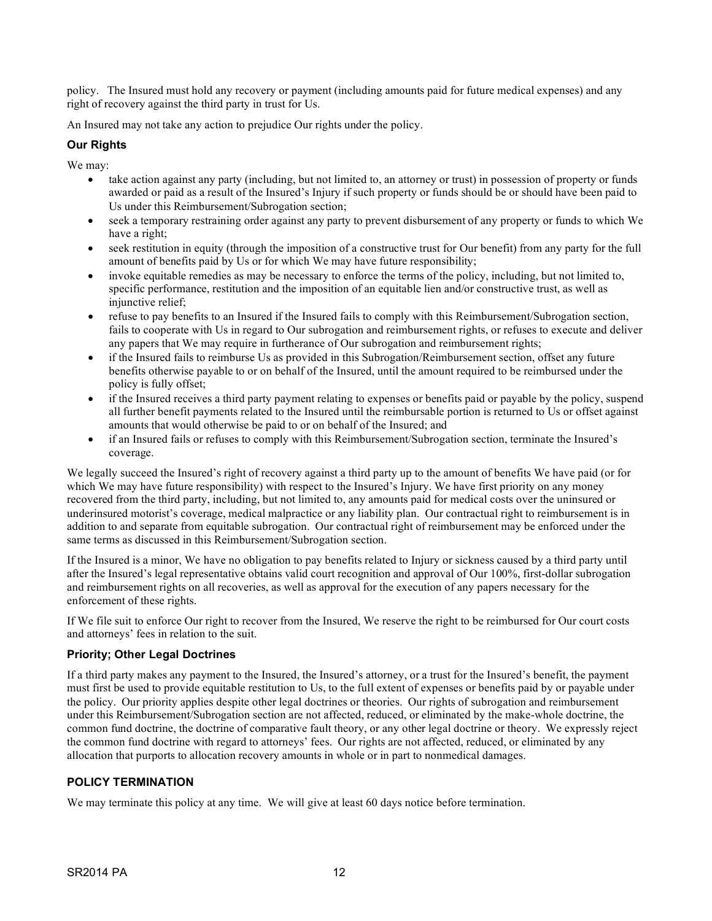policy. The Insured must hold any recovery or payment (including amounts paid for future medical expenses) and any right of recovery against the third party in trust for Us.

An Insured may not take any action to prejudice Our rights under the policy.

### Our Rights

We may:

- take action against any party (including, but not limited to, an attorney or trust) in possession of property or funds awarded or paid as a result of the Insured's Injury if such property or funds should be or should have been paid to Us under this Reimbursement/Subrogation section;
- seek a temporary restraining order against any party to prevent disbursement of any property or funds to which We have a right;
- seek restitution in equity (through the imposition of a constructive trust for Our benefit) from any party for the full amount of benefits paid by Us or for which We may have future responsibility;
- invoke equitable remedies as may be necessary to enforce the terms of the policy, including, but not limited to, specific performance, restitution and the imposition of an equitable lien and/or constructive trust, as well as injunctive relief;
- refuse to pay benefits to an Insured if the Insured fails to comply with this Reimbursement/Subrogation section, fails to cooperate with Us in regard to Our subrogation and reimbursement rights, or refuses to execute and deliver any papers that We may require in furtherance of Our subrogation and reimbursement rights;
- if the Insured fails to reimburse Us as provided in this Subrogation/Reimbursement section, offset any future benefits otherwise payable to or on behalf of the Insured, until the amount required to be reimbursed under the policy is fully offset;
- if the Insured receives a third party payment relating to expenses or benefits paid or payable by the policy, suspend all further benefit payments related to the Insured until the reimbursable portion is returned to Us or offset against amounts that would otherwise be paid to or on behalf of the Insured; and
- if an Insured fails or refuses to comply with this Reimbursement/Subrogation section, terminate the Insured's coverage.

We legally succeed the Insured's right of recovery against a third party up to the amount of benefits We have paid (or for which We may have future responsibility) with respect to the Insured's Injury. We have first priority on any money recovered from the third party, including, but not limited to, any amounts paid for medical costs over the uninsured or underinsured motorist's coverage, medical malpractice or any liability plan. Our contractual right to reimbursement is in addition to and separate from equitable subrogation. Our contractual right of reimbursement may be enforced under the same terms as discussed in this Reimbursement/Subrogation section.

If the Insured is a minor, We have no obligation to pay benefits related to Injury or sickness caused by a third party until after the Insured's legal representative obtains valid court recognition and approval of Our 100%, first-dollar subrogation and reimbursement rights on all recoveries, as well as approval for the execution of any papers necessary for the enforcement of these rights.

If We file suit to enforce Our right to recover from the Insured, We reserve the right to be reimbursed for Our court costs and attorneys' fees in relation to the suit.

### Priority; Other Legal Doctrines

If a third party makes any payment to the Insured, the Insured's attorney, or a trust for the Insured's benefit, the payment must first be used to provide equitable restitution to Us, to the full extent of expenses or benefits paid by or payable under the policy. Our priority applies despite other legal doctrines or theories. Our rights of subrogation and reimbursement under this Reimbursement/Subrogation section are not affected, reduced, or eliminated by the make-whole doctrine, the common fund doctrine, the doctrine of comparative fault theory, or any other legal doctrine or theory. We expressly reject the common fund doctrine with regard to attorneys' fees. Our rights are not affected, reduced, or eliminated by any allocation that purports to allocation recovery amounts in whole or in part to nonmedical damages.

## POLICY TERMINATION

We may terminate this policy at any time. We will give at least 60 days notice before termination.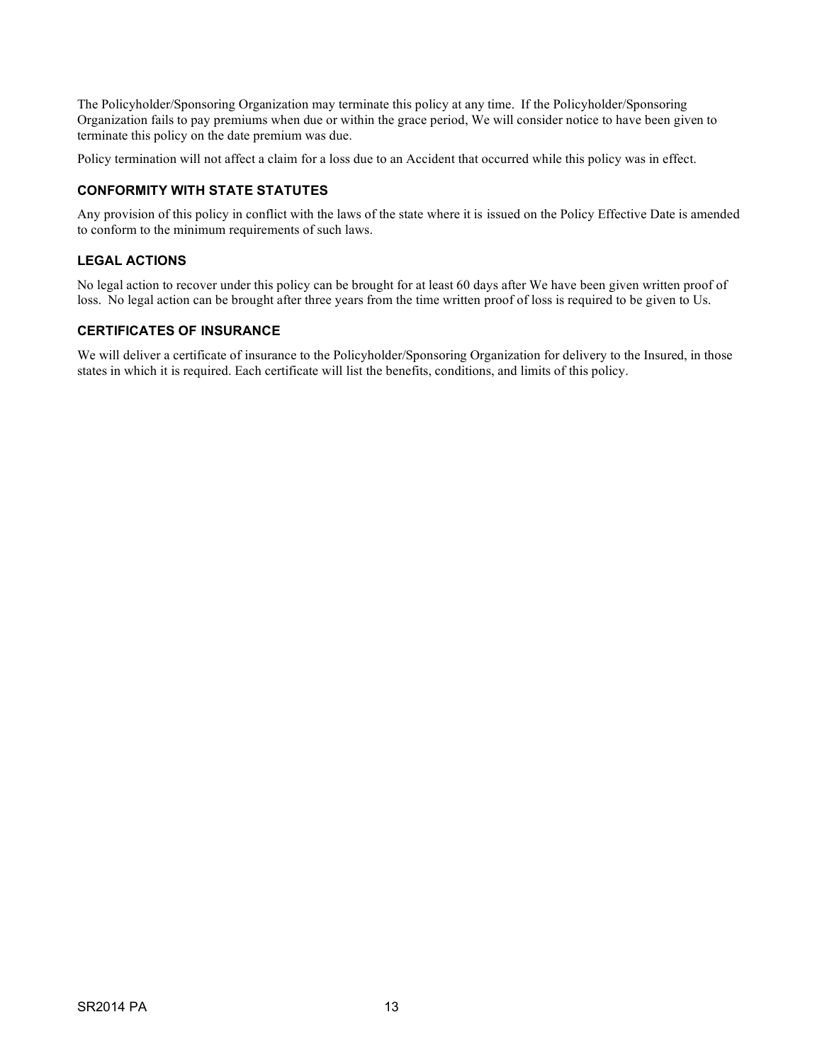The Policyholder/Sponsoring Organization may terminate this policy at any time. If the Policyholder/Sponsoring Organization fails to pay premiums when due or within the grace period, We will consider notice to have been given to terminate this policy on the date premium was due.

Policy termination will not affect a claim for a loss due to an Accident that occurred while this policy was in effect.

### CONFORMITY WITH STATE STATUTES

Any provision of this policy in conflict with the laws of the state where it is issued on the Policy Effective Date is amended to conform to the minimum requirements of such laws.

### LEGAL ACTIONS

No legal action to recover under this policy can be brought for at least 60 days after We have been given written proof of loss. No legal action can be brought after three years from the time written proof of loss is required to be given to Us.

### CERTIFICATES OF INSURANCE

We will deliver a certificate of insurance to the Policyholder/Sponsoring Organization for delivery to the Insured, in those states in which it is required. Each certificate will list the benefits, conditions, and limits of this policy.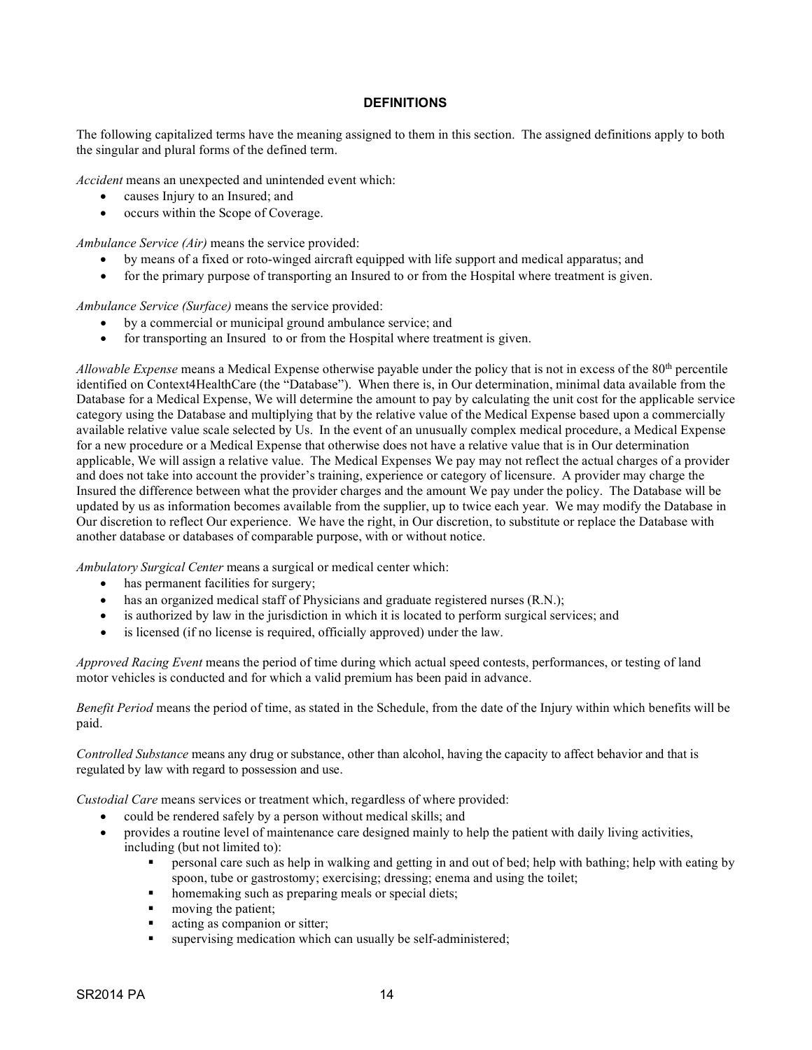## DEFINITIONS

The following capitalized terms have the meaning assigned to them in this section. The assigned definitions apply to both the singular and plural forms of the defined term.

*Accident* means an unexpected and unintended event which:

- causes Injury to an Insured; and
- occurs within the Scope of Coverage.

*Ambulance Service (Air)* means the service provided:

- by means of a fixed or roto-winged aircraft equipped with life support and medical apparatus; and
- for the primary purpose of transporting an Insured to or from the Hospital where treatment is given.

*Ambulance Service (Surface)* means the service provided:

- by a commercial or municipal ground ambulance service; and
- for transporting an Insured to or from the Hospital where treatment is given.

*Allowable Expense* means a Medical Expense otherwise payable under the policy that is not in excess of the 80th percentile identified on Context4HealthCare (the "Database"). When there is, in Our determination, minimal data available from the Database for a Medical Expense, We will determine the amount to pay by calculating the unit cost for the applicable service category using the Database and multiplying that by the relative value of the Medical Expense based upon a commercially available relative value scale selected by Us. In the event of an unusually complex medical procedure, a Medical Expense for a new procedure or a Medical Expense that otherwise does not have a relative value that is in Our determination applicable, We will assign a relative value. The Medical Expenses We pay may not reflect the actual charges of a provider and does not take into account the provider's training, experience or category of licensure. A provider may charge the Insured the difference between what the provider charges and the amount We pay under the policy. The Database will be updated by us as information becomes available from the supplier, up to twice each year. We may modify the Database in Our discretion to reflect Our experience. We have the right, in Our discretion, to substitute or replace the Database with another database or databases of comparable purpose, with or without notice.

*Ambulatory Surgical Center* means a surgical or medical center which:

- has permanent facilities for surgery;
- has an organized medical staff of Physicians and graduate registered nurses (R.N.);
- is authorized by law in the jurisdiction in which it is located to perform surgical services; and
- is licensed (if no license is required, officially approved) under the law.

*Approved Racing Event* means the period of time during which actual speed contests, performances, or testing of land motor vehicles is conducted and for which a valid premium has been paid in advance.

*Benefit Period* means the period of time, as stated in the Schedule, from the date of the Injury within which benefits will be paid.

*Controlled Substance* means any drug or substance, other than alcohol, having the capacity to affect behavior and that is regulated by law with regard to possession and use.

*Custodial Care* means services or treatment which, regardless of where provided:

- could be rendered safely by a person without medical skills; and
- provides a routine level of maintenance care designed mainly to help the patient with daily living activities, including (but not limited to):
  - personal care such as help in walking and getting in and out of bed; help with bathing; help with eating by spoon, tube or gastrostomy; exercising; dressing; enema and using the toilet;
  - homemaking such as preparing meals or special diets;
  - moving the patient;
  - acting as companion or sitter;
  - supervising medication which can usually be self-administered;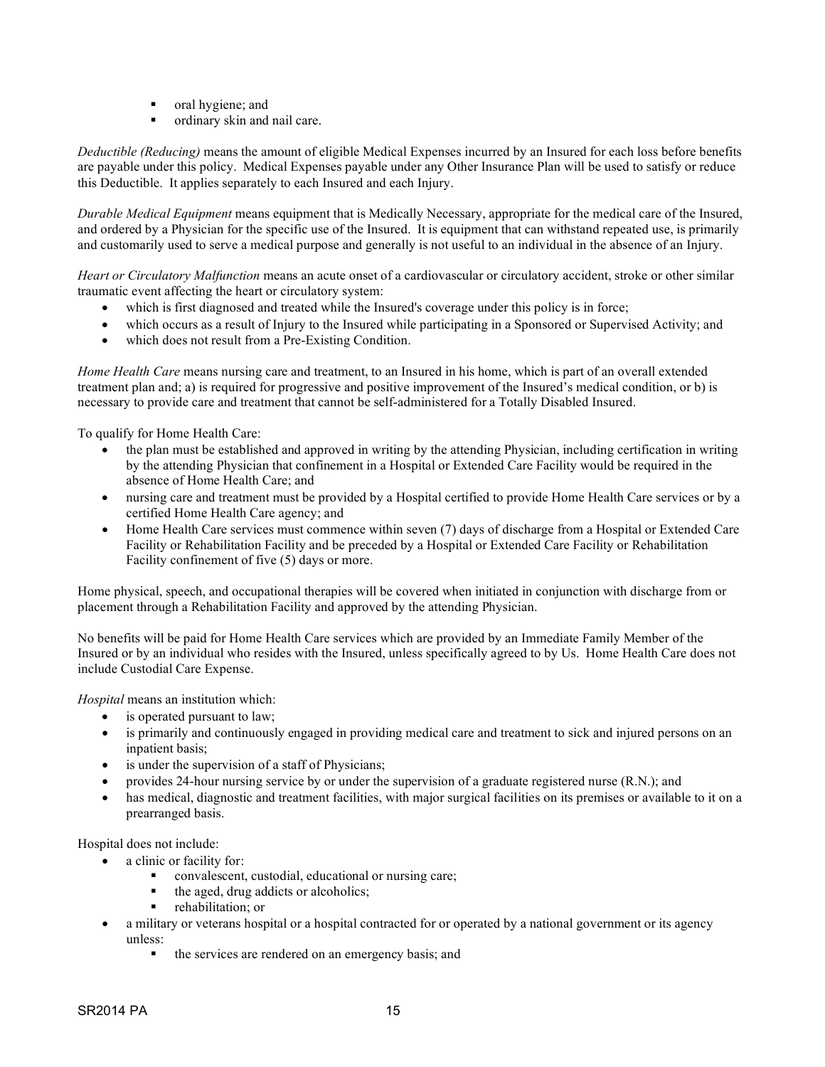- oral hygiene; and
   - ordinary skin and nail care.

*Deductible (Reducing)* means the amount of eligible Medical Expenses incurred by an Insured for each loss before benefits are payable under this policy. Medical Expenses payable under any Other Insurance Plan will be used to satisfy or reduce this Deductible. It applies separately to each Insured and each Injury.

*Durable Medical Equipment* means equipment that is Medically Necessary, appropriate for the medical care of the Insured, and ordered by a Physician for the specific use of the Insured. It is equipment that can withstand repeated use, is primarily and customarily used to serve a medical purpose and generally is not useful to an individual in the absence of an Injury.

*Heart or Circulatory Malfunction* means an acute onset of a cardiovascular or circulatory accident, stroke or other similar traumatic event affecting the heart or circulatory system:

- which is first diagnosed and treated while the Insured's coverage under this policy is in force;
- which occurs as a result of Injury to the Insured while participating in a Sponsored or Supervised Activity; and
- which does not result from a Pre-Existing Condition.

*Home Health Care* means nursing care and treatment, to an Insured in his home, which is part of an overall extended treatment plan and; a) is required for progressive and positive improvement of the Insured's medical condition, or b) is necessary to provide care and treatment that cannot be self-administered for a Totally Disabled Insured.

To qualify for Home Health Care:

- the plan must be established and approved in writing by the attending Physician, including certification in writing by the attending Physician that confinement in a Hospital or Extended Care Facility would be required in the absence of Home Health Care; and
- nursing care and treatment must be provided by a Hospital certified to provide Home Health Care services or by a certified Home Health Care agency; and
- Home Health Care services must commence within seven (7) days of discharge from a Hospital or Extended Care Facility or Rehabilitation Facility and be preceded by a Hospital or Extended Care Facility or Rehabilitation Facility confinement of five (5) days or more.

Home physical, speech, and occupational therapies will be covered when initiated in conjunction with discharge from or placement through a Rehabilitation Facility and approved by the attending Physician.

No benefits will be paid for Home Health Care services which are provided by an Immediate Family Member of the Insured or by an individual who resides with the Insured, unless specifically agreed to by Us. Home Health Care does not include Custodial Care Expense.

*Hospital* means an institution which:

- is operated pursuant to law;
- is primarily and continuously engaged in providing medical care and treatment to sick and injured persons on an inpatient basis;
- is under the supervision of a staff of Physicians;
- provides 24-hour nursing service by or under the supervision of a graduate registered nurse (R.N.); and
- has medical, diagnostic and treatment facilities, with major surgical facilities on its premises or available to it on a prearranged basis.

Hospital does not include:

- a clinic or facility for:
  - convalescent, custodial, educational or nursing care;
  - the aged, drug addicts or alcoholics;
  - rehabilitation; or
- a military or veterans hospital or a hospital contracted for or operated by a national government or its agency unless:
  - the services are rendered on an emergency basis; and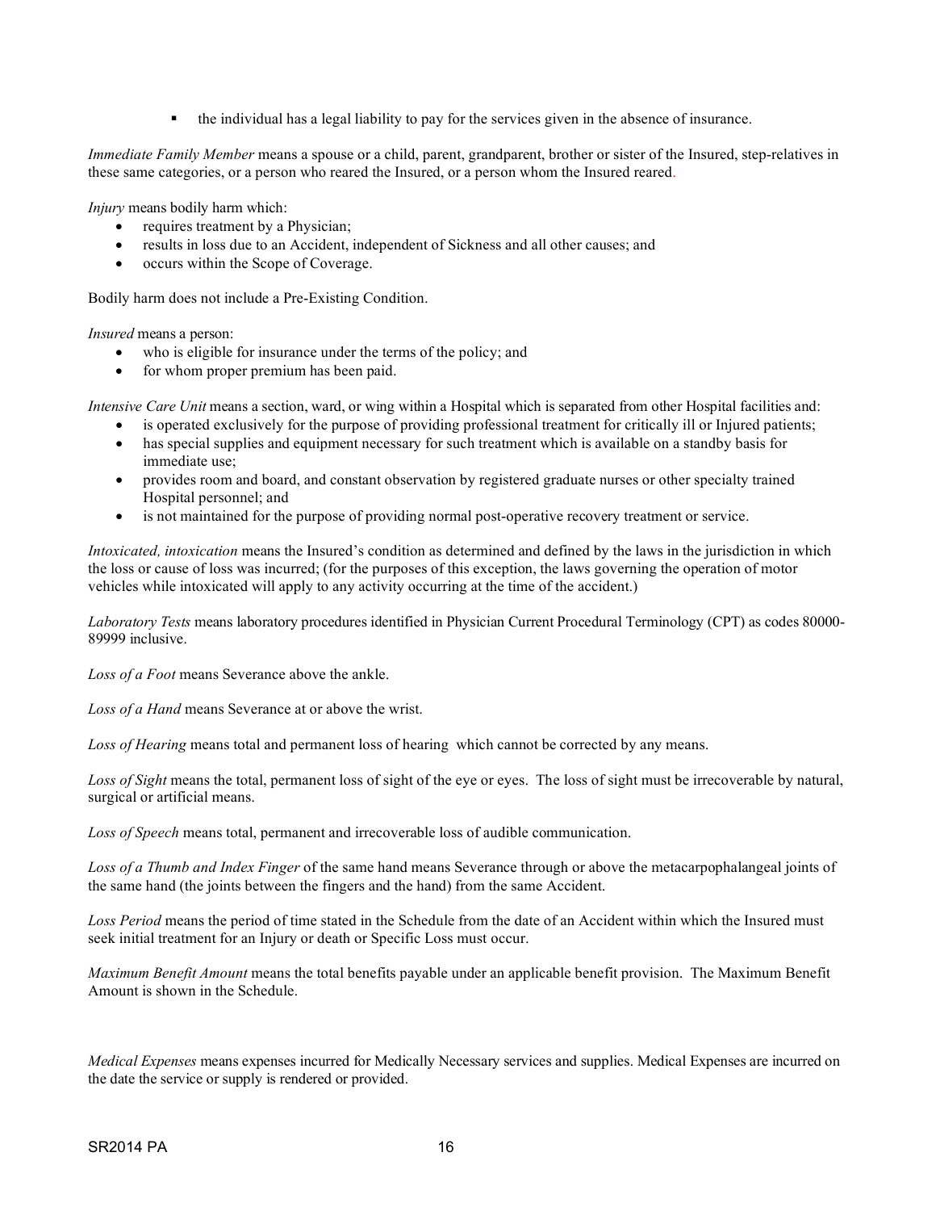- the individual has a legal liability to pay for the services given in the absence of insurance.

*Immediate Family Member* means a spouse or a child, parent, grandparent, brother or sister of the Insured, step-relatives in these same categories, or a person who reared the Insured, or a person whom the Insured reared.

*Injury* means bodily harm which:

- requires treatment by a Physician;
- results in loss due to an Accident, independent of Sickness and all other causes; and
- occurs within the Scope of Coverage.

Bodily harm does not include a Pre-Existing Condition.

*Insured* means a person:

- who is eligible for insurance under the terms of the policy; and
- for whom proper premium has been paid.

*Intensive Care Unit* means a section, ward, or wing within a Hospital which is separated from other Hospital facilities and:

- is operated exclusively for the purpose of providing professional treatment for critically ill or Injured patients;
- has special supplies and equipment necessary for such treatment which is available on a standby basis for immediate use;
- provides room and board, and constant observation by registered graduate nurses or other specialty trained Hospital personnel; and
- is not maintained for the purpose of providing normal post-operative recovery treatment or service.

*Intoxicated, intoxication* means the Insured's condition as determined and defined by the laws in the jurisdiction in which the loss or cause of loss was incurred; (for the purposes of this exception, the laws governing the operation of motor vehicles while intoxicated will apply to any activity occurring at the time of the accident.)

*Laboratory Tests* means laboratory procedures identified in Physician Current Procedural Terminology (CPT) as codes 80000-89999 inclusive.

*Loss of a Foot* means Severance above the ankle.

*Loss of a Hand* means Severance at or above the wrist.

*Loss of Hearing* means total and permanent loss of hearing which cannot be corrected by any means.

*Loss of Sight* means the total, permanent loss of sight of the eye or eyes. The loss of sight must be irrecoverable by natural, surgical or artificial means.

*Loss of Speech* means total, permanent and irrecoverable loss of audible communication.

*Loss of a Thumb and Index Finger* of the same hand means Severance through or above the metacarpophalangeal joints of the same hand (the joints between the fingers and the hand) from the same Accident.

*Loss Period* means the period of time stated in the Schedule from the date of an Accident within which the Insured must seek initial treatment for an Injury or death or Specific Loss must occur.

*Maximum Benefit Amount* means the total benefits payable under an applicable benefit provision. The Maximum Benefit Amount is shown in the Schedule.

*Medical Expenses* means expenses incurred for Medically Necessary services and supplies. Medical Expenses are incurred on the date the service or supply is rendered or provided.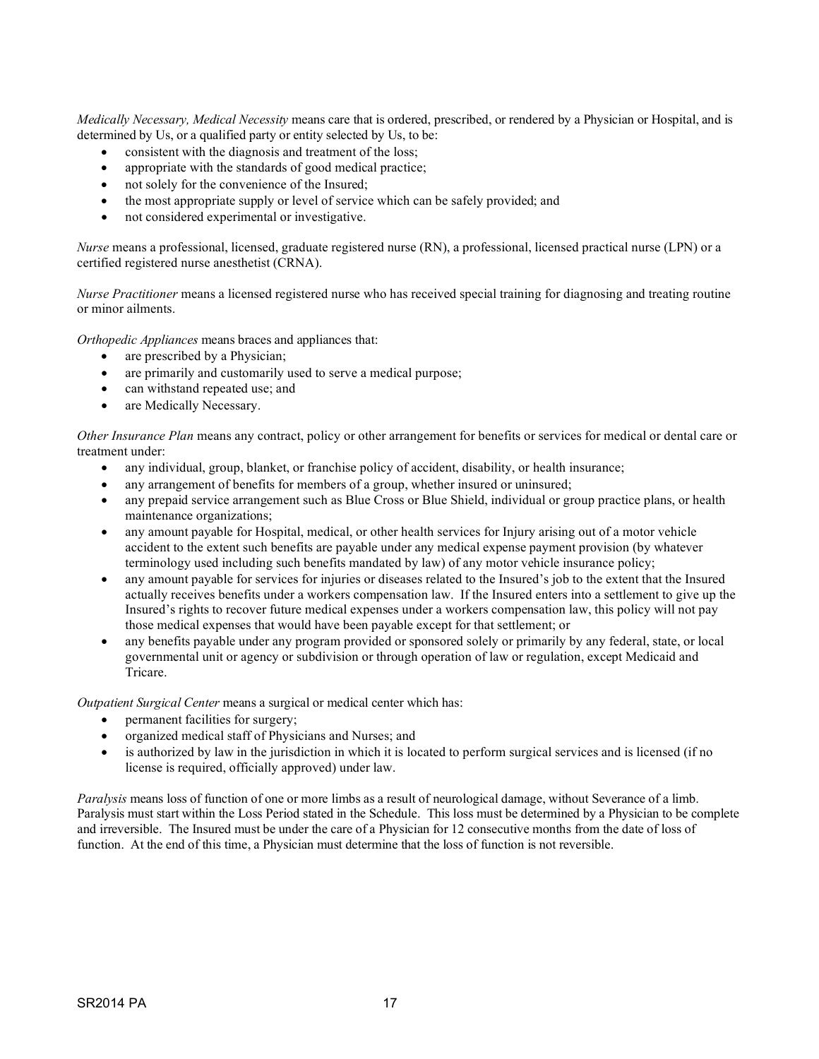*Medically Necessary, Medical Necessity* means care that is ordered, prescribed, or rendered by a Physician or Hospital, and is determined by Us, or a qualified party or entity selected by Us, to be:

- consistent with the diagnosis and treatment of the loss;
- appropriate with the standards of good medical practice;
- not solely for the convenience of the Insured;
- the most appropriate supply or level of service which can be safely provided; and
- not considered experimental or investigative.

*Nurse* means a professional, licensed, graduate registered nurse (RN), a professional, licensed practical nurse (LPN) or a certified registered nurse anesthetist (CRNA).

*Nurse Practitioner* means a licensed registered nurse who has received special training for diagnosing and treating routine or minor ailments.

*Orthopedic Appliances* means braces and appliances that:

- are prescribed by a Physician;
- are primarily and customarily used to serve a medical purpose;
- can withstand repeated use; and
- are Medically Necessary.

*Other Insurance Plan* means any contract, policy or other arrangement for benefits or services for medical or dental care or treatment under:

- any individual, group, blanket, or franchise policy of accident, disability, or health insurance;
- any arrangement of benefits for members of a group, whether insured or uninsured;
- any prepaid service arrangement such as Blue Cross or Blue Shield, individual or group practice plans, or health maintenance organizations;
- any amount payable for Hospital, medical, or other health services for Injury arising out of a motor vehicle accident to the extent such benefits are payable under any medical expense payment provision (by whatever terminology used including such benefits mandated by law) of any motor vehicle insurance policy;
- any amount payable for services for injuries or diseases related to the Insured's job to the extent that the Insured actually receives benefits under a workers compensation law. If the Insured enters into a settlement to give up the Insured's rights to recover future medical expenses under a workers compensation law, this policy will not pay those medical expenses that would have been payable except for that settlement; or
- any benefits payable under any program provided or sponsored solely or primarily by any federal, state, or local governmental unit or agency or subdivision or through operation of law or regulation, except Medicaid and Tricare.

*Outpatient Surgical Center* means a surgical or medical center which has:

- permanent facilities for surgery;
- organized medical staff of Physicians and Nurses; and
- is authorized by law in the jurisdiction in which it is located to perform surgical services and is licensed (if no license is required, officially approved) under law.

*Paralysis* means loss of function of one or more limbs as a result of neurological damage, without Severance of a limb. Paralysis must start within the Loss Period stated in the Schedule. This loss must be determined by a Physician to be complete and irreversible. The Insured must be under the care of a Physician for 12 consecutive months from the date of loss of function. At the end of this time, a Physician must determine that the loss of function is not reversible.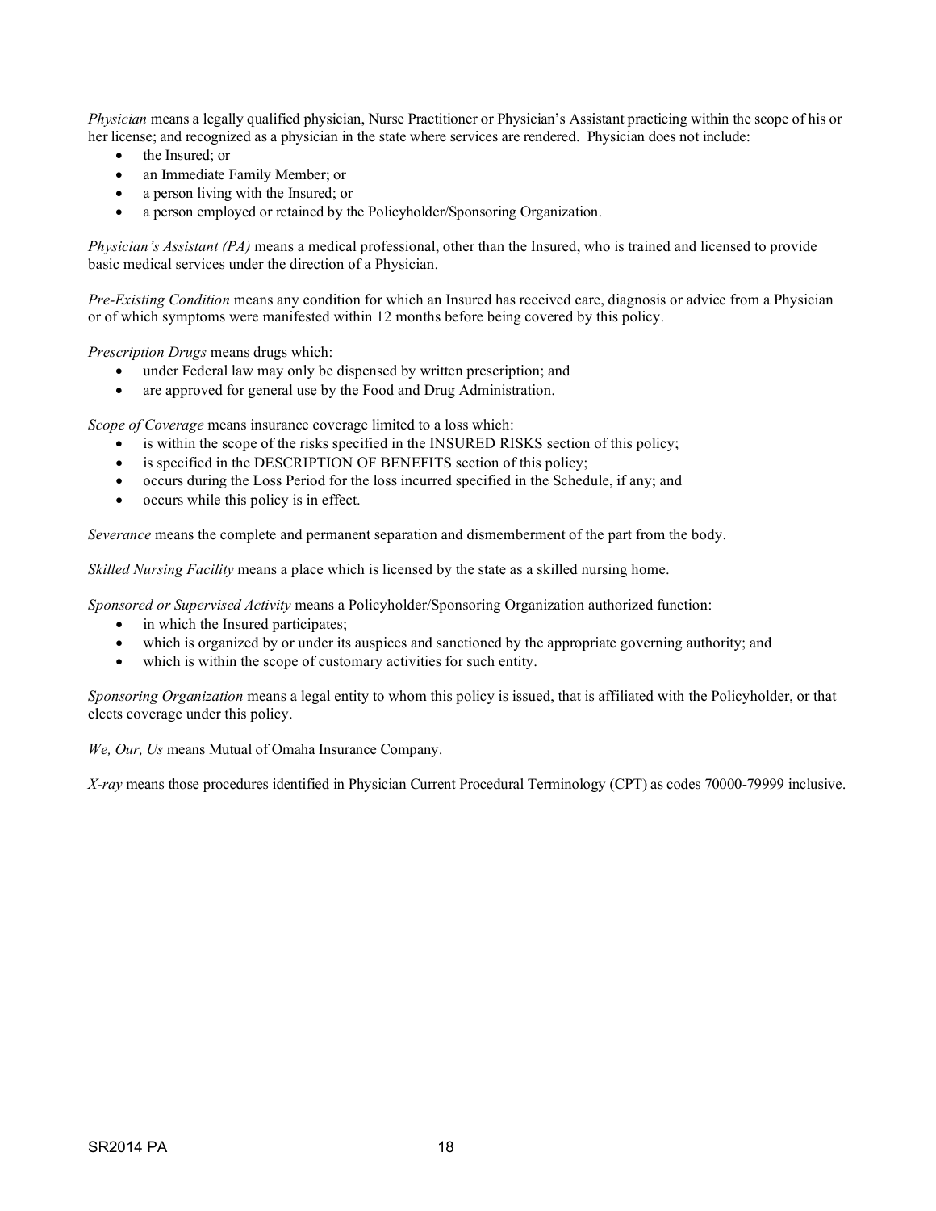*Physician* means a legally qualified physician, Nurse Practitioner or Physician's Assistant practicing within the scope of his or her license; and recognized as a physician in the state where services are rendered. Physician does not include:

- the Insured; or
- an Immediate Family Member; or
- a person living with the Insured; or
- a person employed or retained by the Policyholder/Sponsoring Organization.

*Physician's Assistant (PA)* means a medical professional, other than the Insured, who is trained and licensed to provide basic medical services under the direction of a Physician.

*Pre-Existing Condition* means any condition for which an Insured has received care, diagnosis or advice from a Physician or of which symptoms were manifested within 12 months before being covered by this policy.

*Prescription Drugs* means drugs which:

- under Federal law may only be dispensed by written prescription; and
- are approved for general use by the Food and Drug Administration.

*Scope of Coverage* means insurance coverage limited to a loss which:

- is within the scope of the risks specified in the INSURED RISKS section of this policy;
- is specified in the DESCRIPTION OF BENEFITS section of this policy;
- occurs during the Loss Period for the loss incurred specified in the Schedule, if any; and
- occurs while this policy is in effect.

*Severance* means the complete and permanent separation and dismemberment of the part from the body.

*Skilled Nursing Facility* means a place which is licensed by the state as a skilled nursing home.

*Sponsored or Supervised Activity* means a Policyholder/Sponsoring Organization authorized function:

- in which the Insured participates;
- which is organized by or under its auspices and sanctioned by the appropriate governing authority; and
- which is within the scope of customary activities for such entity.

*Sponsoring Organization* means a legal entity to whom this policy is issued, that is affiliated with the Policyholder, or that elects coverage under this policy.

*We, Our, Us* means Mutual of Omaha Insurance Company.

*X-ray* means those procedures identified in Physician Current Procedural Terminology (CPT) as codes 70000-79999 inclusive.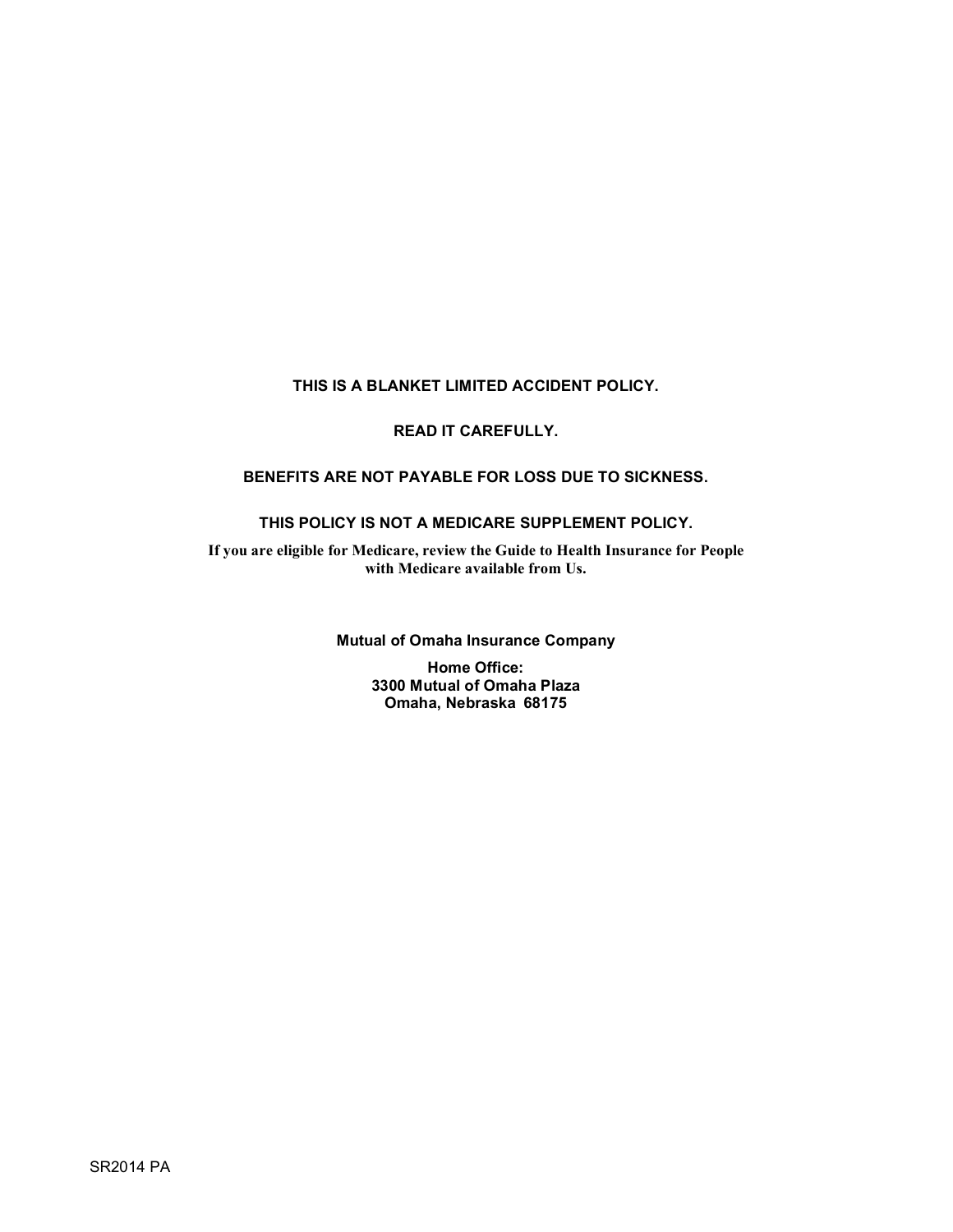**THIS IS A BLANKET LIMITED ACCIDENT POLICY.**

**READ IT CAREFULLY.**

**BENEFITS ARE NOT PAYABLE FOR LOSS DUE TO SICKNESS.**

**THIS POLICY IS NOT A MEDICARE SUPPLEMENT POLICY.**

**If you are eligible for Medicare, review the Guide to Health Insurance for People with Medicare available from Us.**

**Mutual of Omaha Insurance Company**

**Home Office:**
**3300 Mutual of Omaha Plaza**
**Omaha, Nebraska 68175**

SR2014 PA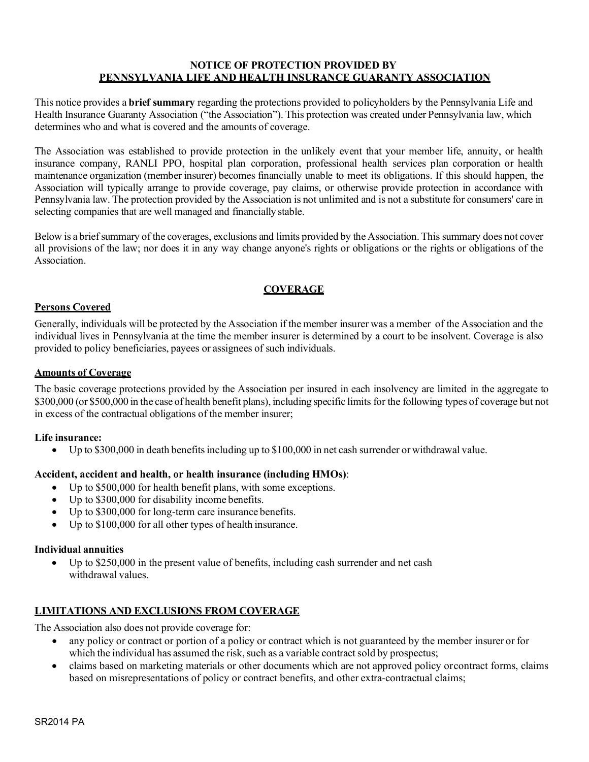## NOTICE OF PROTECTION PROVIDED BY PENNSYLVANIA LIFE AND HEALTH INSURANCE GUARANTY ASSOCIATION

This notice provides a **brief summary** regarding the protections provided to policyholders by the Pennsylvania Life and Health Insurance Guaranty Association ("the Association"). This protection was created under Pennsylvania law, which determines who and what is covered and the amounts of coverage.

The Association was established to provide protection in the unlikely event that your member life, annuity, or health insurance company, RANLI PPO, hospital plan corporation, professional health services plan corporation or health maintenance organization (member insurer) becomes financially unable to meet its obligations. If this should happen, the Association will typically arrange to provide coverage, pay claims, or otherwise provide protection in accordance with Pennsylvania law. The protection provided by the Association is not unlimited and is not a substitute for consumers' care in selecting companies that are well managed and financially stable.

Below is a brief summary of the coverages, exclusions and limits provided by the Association. This summary does not cover all provisions of the law; nor does it in any way change anyone's rights or obligations or the rights or obligations of the Association.

## COVERAGE

### Persons Covered

Generally, individuals will be protected by the Association if the member insurer was a member of the Association and the individual lives in Pennsylvania at the time the member insurer is determined by a court to be insolvent. Coverage is also provided to policy beneficiaries, payees or assignees of such individuals.

### Amounts of Coverage

The basic coverage protections provided by the Association per insured in each insolvency are limited in the aggregate to $300,000 (or $500,000 in the case of health benefit plans), including specific limits for the following types of coverage but not in excess of the contractual obligations of the member insurer;

**Life insurance:**

- Up to $300,000 in death benefits including up to $100,000 in net cash surrender or withdrawal value.

**Accident, accident and health, or health insurance (including HMOs)**:

- Up to $500,000 for health benefit plans, with some exceptions.
- Up to $300,000 for disability income benefits.
- Up to $300,000 for long-term care insurance benefits.
- Up to $100,000 for all other types of health insurance.

**Individual annuities**

- Up to $250,000 in the present value of benefits, including cash surrender and net cash withdrawal values.

## LIMITATIONS AND EXCLUSIONS FROM COVERAGE

The Association also does not provide coverage for:

- any policy or contract or portion of a policy or contract which is not guaranteed by the member insurer or for which the individual has assumed the risk, such as a variable contract sold by prospectus;
- claims based on marketing materials or other documents which are not approved policy or contract forms, claims based on misrepresentations of policy or contract benefits, and other extra-contractual claims;

SR2014 PA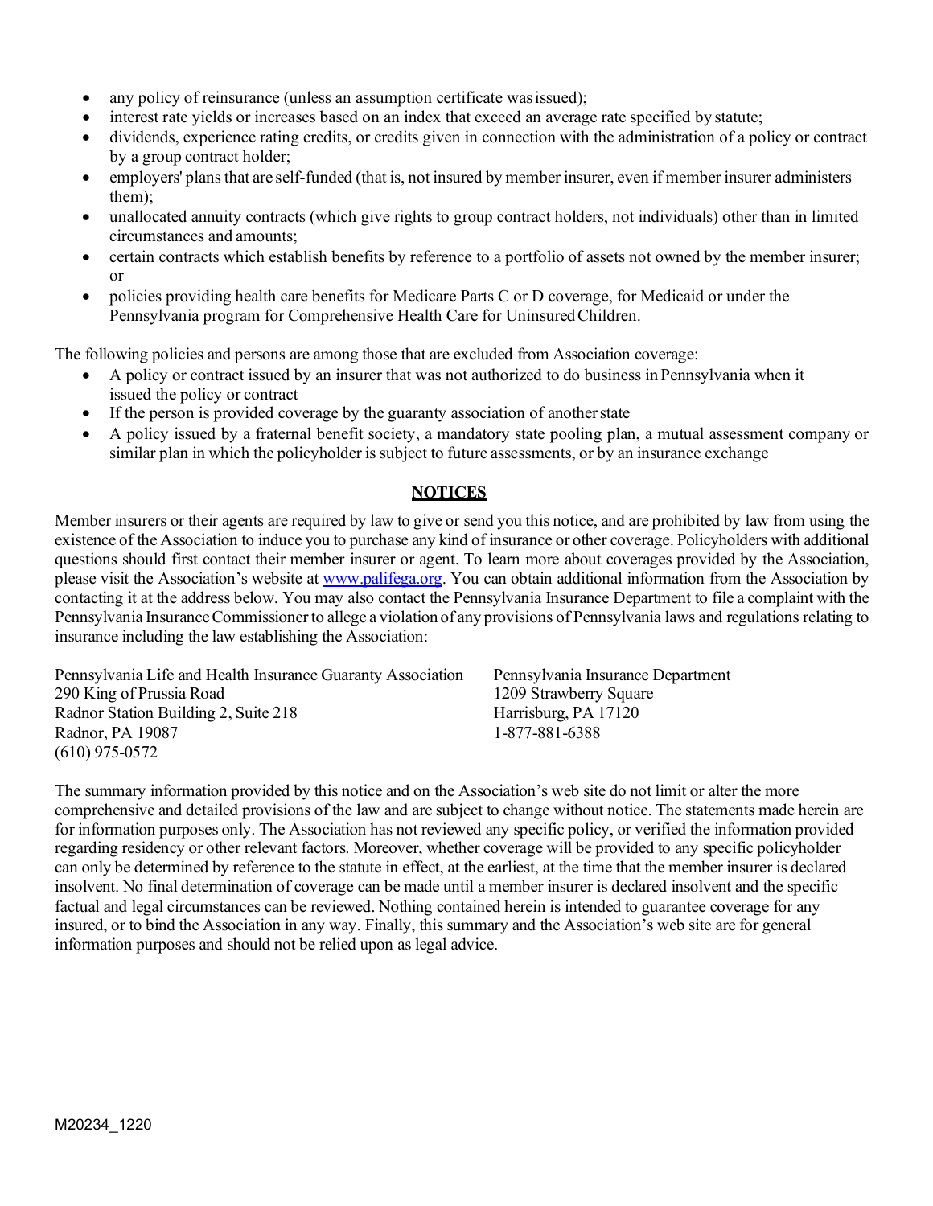- any policy of reinsurance (unless an assumption certificate was issued);
- interest rate yields or increases based on an index that exceed an average rate specified by statute;
- dividends, experience rating credits, or credits given in connection with the administration of a policy or contract by a group contract holder;
- employers' plans that are self-funded (that is, not insured by member insurer, even if member insurer administers them);
- unallocated annuity contracts (which give rights to group contract holders, not individuals) other than in limited circumstances and amounts;
- certain contracts which establish benefits by reference to a portfolio of assets not owned by the member insurer; or
- policies providing health care benefits for Medicare Parts C or D coverage, for Medicaid or under the Pennsylvania program for Comprehensive Health Care for Uninsured Children.

The following policies and persons are among those that are excluded from Association coverage:

- A policy or contract issued by an insurer that was not authorized to do business in Pennsylvania when it issued the policy or contract
- If the person is provided coverage by the guaranty association of another state
- A policy issued by a fraternal benefit society, a mandatory state pooling plan, a mutual assessment company or similar plan in which the policyholder is subject to future assessments, or by an insurance exchange

## NOTICES

Member insurers or their agents are required by law to give or send you this notice, and are prohibited by law from using the existence of the Association to induce you to purchase any kind of insurance or other coverage. Policyholders with additional questions should first contact their member insurer or agent. To learn more about coverages provided by the Association, please visit the Association's website at www.palifega.org. You can obtain additional information from the Association by contacting it at the address below. You may also contact the Pennsylvania Insurance Department to file a complaint with the Pennsylvania Insurance Commissioner to allege a violation of any provisions of Pennsylvania laws and regulations relating to insurance including the law establishing the Association:

Pennsylvania Life and Health Insurance Guaranty Association
290 King of Prussia Road
Radnor Station Building 2, Suite 218
Radnor, PA 19087
(610) 975-0572

Pennsylvania Insurance Department
1209 Strawberry Square
Harrisburg, PA 17120
1-877-881-6388

The summary information provided by this notice and on the Association's web site do not limit or alter the more comprehensive and detailed provisions of the law and are subject to change without notice. The statements made herein are for information purposes only. The Association has not reviewed any specific policy, or verified the information provided regarding residency or other relevant factors. Moreover, whether coverage will be provided to any specific policyholder can only be determined by reference to the statute in effect, at the earliest, at the time that the member insurer is declared insolvent. No final determination of coverage can be made until a member insurer is declared insolvent and the specific factual and legal circumstances can be reviewed. Nothing contained herein is intended to guarantee coverage for any insured, or to bind the Association in any way. Finally, this summary and the Association's web site are for general information purposes and should not be relied upon as legal advice.

M20234_1220